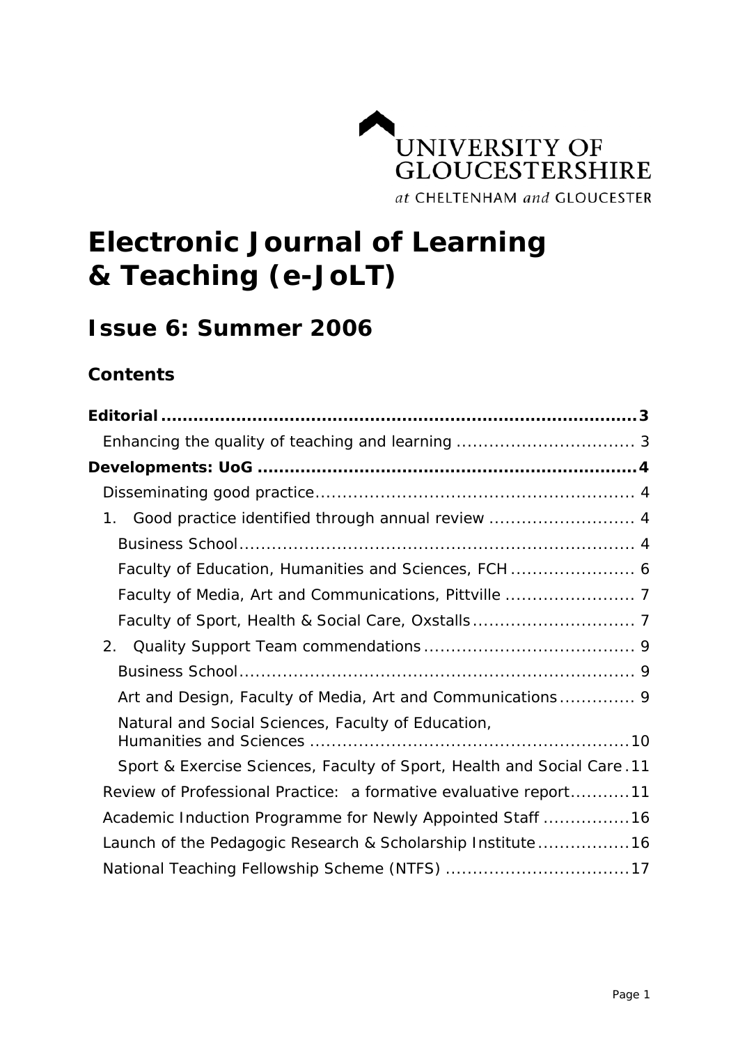UNIVERSITY OF GLOUCESTERSHIRE

*at* CHELTENHAM *and* GLOUCESTER

# Electronic Journal of Learning & Teaching (e-JoLT)

## Issue 6: Summer 2006

### Contents

**Editorial** .......... **3**

Enhancing the quality of teaching and learning .......... 3

**Developments: UoG** .......... **4**

Disseminating good practice .......... 4

1. Good practice identified through annual review .......... 4
   - Business School .......... 4
   - Faculty of Education, Humanities and Sciences, FCH .......... 6
   - Faculty of Media, Art and Communications, Pittville .......... 7
   - Faculty of Sport, Health & Social Care, Oxstalls .......... 7
2. Quality Support Team commendations .......... 9
   - Business School .......... 9
   - Art and Design, Faculty of Media, Art and Communications .......... 9
   - Natural and Social Sciences, Faculty of Education, Humanities and Sciences .......... 10
   - Sport & Exercise Sciences, Faculty of Sport, Health and Social Care .......... 11

Review of Professional Practice: a formative evaluative report .......... 11

Academic Induction Programme for Newly Appointed Staff .......... 16

Launch of the Pedagogic Research & Scholarship Institute .......... 16

National Teaching Fellowship Scheme (NTFS) .......... 17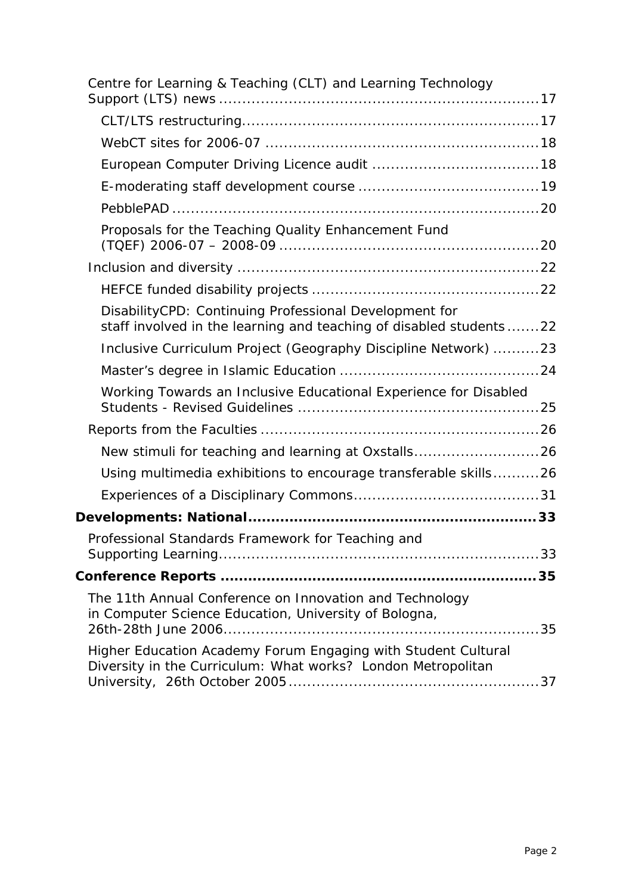- Centre for Learning & Teaching (CLT) and Learning Technology Support (LTS) news ....................17
  - CLT/LTS restructuring....................17
  - WebCT sites for 2006-07 ....................18
  - European Computer Driving Licence audit ....................18
  - E-moderating staff development course ....................19
  - PebblePAD ....................20
  - Proposals for the Teaching Quality Enhancement Fund (TQEF) 2006-07 – 2008-09 ....................20
- Inclusion and diversity ....................22
  - HEFCE funded disability projects ....................22
  - DisabilityCPD: Continuing Professional Development for staff involved in the learning and teaching of disabled students ....................22
  - Inclusive Curriculum Project (Geography Discipline Network) ....................23
  - Master's degree in Islamic Education ....................24
  - Working Towards an Inclusive Educational Experience for Disabled Students - Revised Guidelines ....................25
- Reports from the Faculties ....................26
  - New stimuli for teaching and learning at Oxstalls....................26
  - Using multimedia exhibitions to encourage transferable skills....................26
  - Experiences of a Disciplinary Commons....................31

**Developments: National....................33**

- Professional Standards Framework for Teaching and Supporting Learning....................33

**Conference Reports ....................35**

- The 11th Annual Conference on Innovation and Technology in Computer Science Education, University of Bologna, 26th-28th June 2006....................35
- Higher Education Academy Forum Engaging with Student Cultural Diversity in the Curriculum: What works? London Metropolitan University, 26th October 2005....................37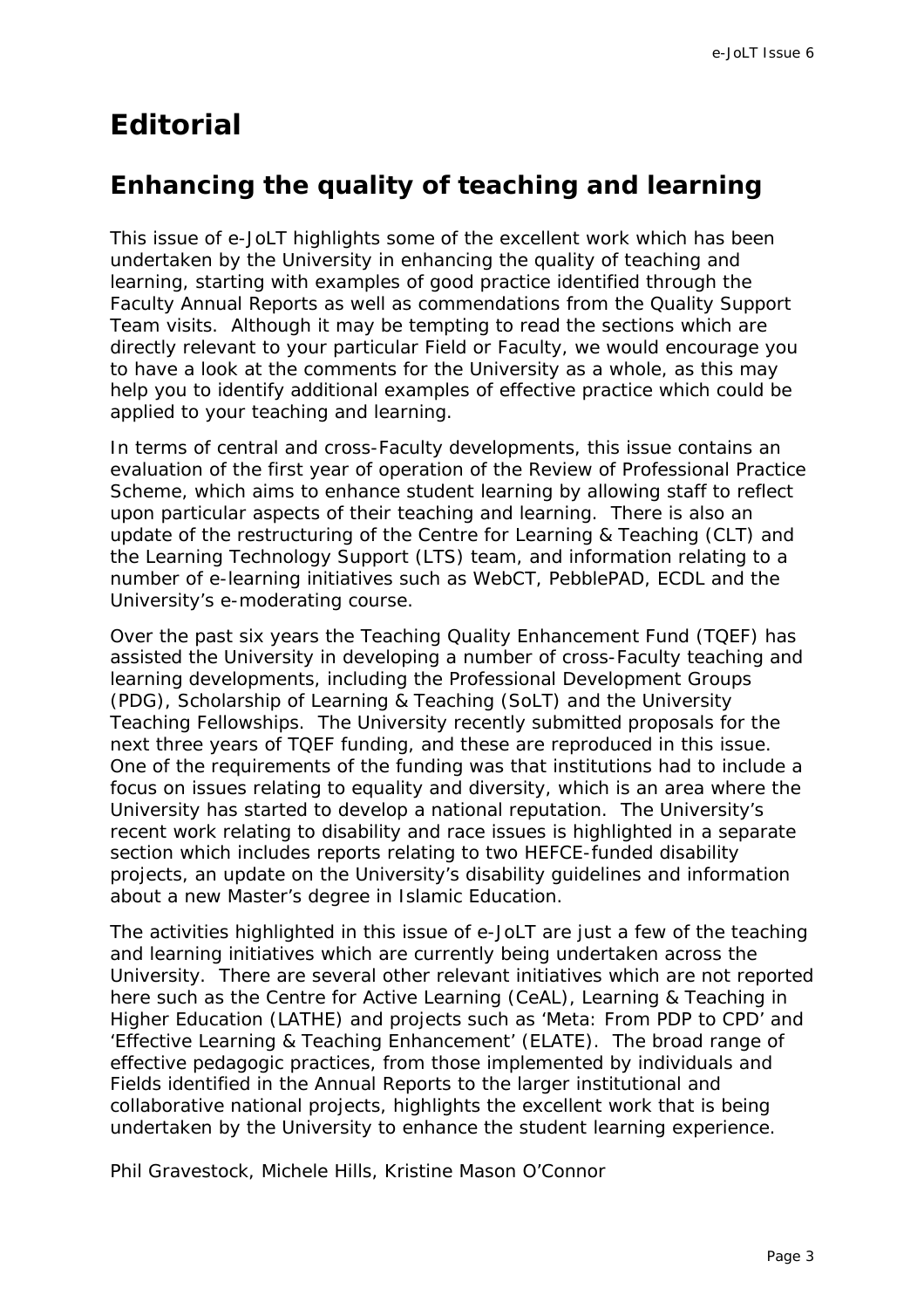# Editorial

## Enhancing the quality of teaching and learning

This issue of e-JoLT highlights some of the excellent work which has been undertaken by the University in enhancing the quality of teaching and learning, starting with examples of good practice identified through the Faculty Annual Reports as well as commendations from the Quality Support Team visits. Although it may be tempting to read the sections which are directly relevant to your particular Field or Faculty, we would encourage you to have a look at the comments for the University as a whole, as this may help you to identify additional examples of effective practice which could be applied to your teaching and learning.

In terms of central and cross-Faculty developments, this issue contains an evaluation of the first year of operation of the Review of Professional Practice Scheme, which aims to enhance student learning by allowing staff to reflect upon particular aspects of their teaching and learning. There is also an update of the restructuring of the Centre for Learning & Teaching (CLT) and the Learning Technology Support (LTS) team, and information relating to a number of e-learning initiatives such as WebCT, PebblePAD, ECDL and the University's e-moderating course.

Over the past six years the Teaching Quality Enhancement Fund (TQEF) has assisted the University in developing a number of cross-Faculty teaching and learning developments, including the Professional Development Groups (PDG), Scholarship of Learning & Teaching (SoLT) and the University Teaching Fellowships. The University recently submitted proposals for the next three years of TQEF funding, and these are reproduced in this issue. One of the requirements of the funding was that institutions had to include a focus on issues relating to equality and diversity, which is an area where the University has started to develop a national reputation. The University's recent work relating to disability and race issues is highlighted in a separate section which includes reports relating to two HEFCE-funded disability projects, an update on the University's disability guidelines and information about a new Master's degree in Islamic Education.

The activities highlighted in this issue of e-JoLT are just a few of the teaching and learning initiatives which are currently being undertaken across the University. There are several other relevant initiatives which are not reported here such as the Centre for Active Learning (CeAL), Learning & Teaching in Higher Education (LATHE) and projects such as 'Meta: From PDP to CPD' and 'Effective Learning & Teaching Enhancement' (ELATE). The broad range of effective pedagogic practices, from those implemented by individuals and Fields identified in the Annual Reports to the larger institutional and collaborative national projects, highlights the excellent work that is being undertaken by the University to enhance the student learning experience.

*Phil Gravestock, Michele Hills, Kristine Mason O'Connor*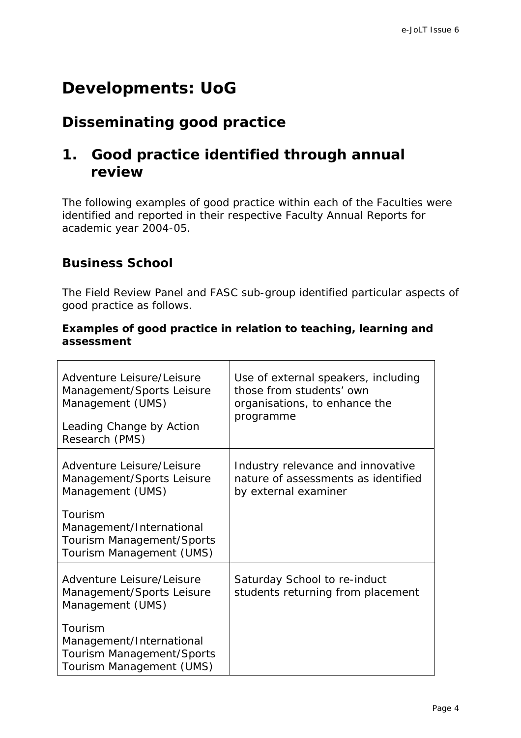# Developments: UoG

## Disseminating good practice

## 1. Good practice identified through annual review

The following examples of good practice within each of the Faculties were identified and reported in their respective Faculty Annual Reports for academic year 2004-05.

### Business School

The Field Review Panel and FASC sub-group identified particular aspects of good practice as follows.

**Examples of good practice in relation to teaching, learning and assessment**

| | |
|---|---|
| Adventure Leisure/Leisure Management/Sports Leisure Management (UMS)<br><br>Leading Change by Action Research (PMS) | Use of external speakers, including those from students' own organisations, to enhance the programme |
| Adventure Leisure/Leisure Management/Sports Leisure Management (UMS)<br><br>Tourism Management/International Tourism Management/Sports Tourism Management (UMS) | Industry relevance and innovative nature of assessments as identified by external examiner |
| Adventure Leisure/Leisure Management/Sports Leisure Management (UMS)<br><br>Tourism Management/International Tourism Management/Sports Tourism Management (UMS) | Saturday School to re-induct students returning from placement |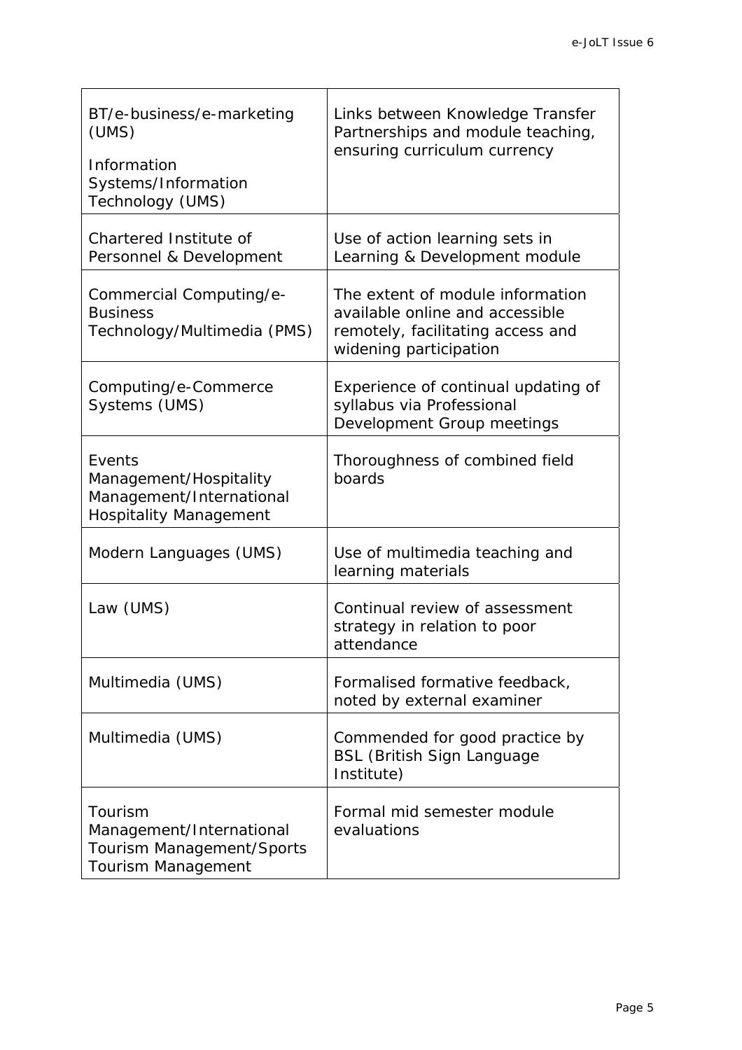| | |
|---|---|
| BT/e-business/e-marketing (UMS)<br><br>Information Systems/Information Technology (UMS) | Links between Knowledge Transfer Partnerships and module teaching, ensuring curriculum currency |
| Chartered Institute of Personnel & Development | Use of action learning sets in Learning & Development module |
| Commercial Computing/e-Business Technology/Multimedia (PMS) | The extent of module information available online and accessible remotely, facilitating access and widening participation |
| Computing/e-Commerce Systems (UMS) | Experience of continual updating of syllabus via Professional Development Group meetings |
| Events Management/Hospitality Management/International Hospitality Management | Thoroughness of combined field boards |
| Modern Languages (UMS) | Use of multimedia teaching and learning materials |
| Law (UMS) | Continual review of assessment strategy in relation to poor attendance |
| Multimedia (UMS) | Formalised formative feedback, noted by external examiner |
| Multimedia (UMS) | Commended for good practice by BSL (British Sign Language Institute) |
| Tourism Management/International Tourism Management/Sports Tourism Management | Formal mid semester module evaluations |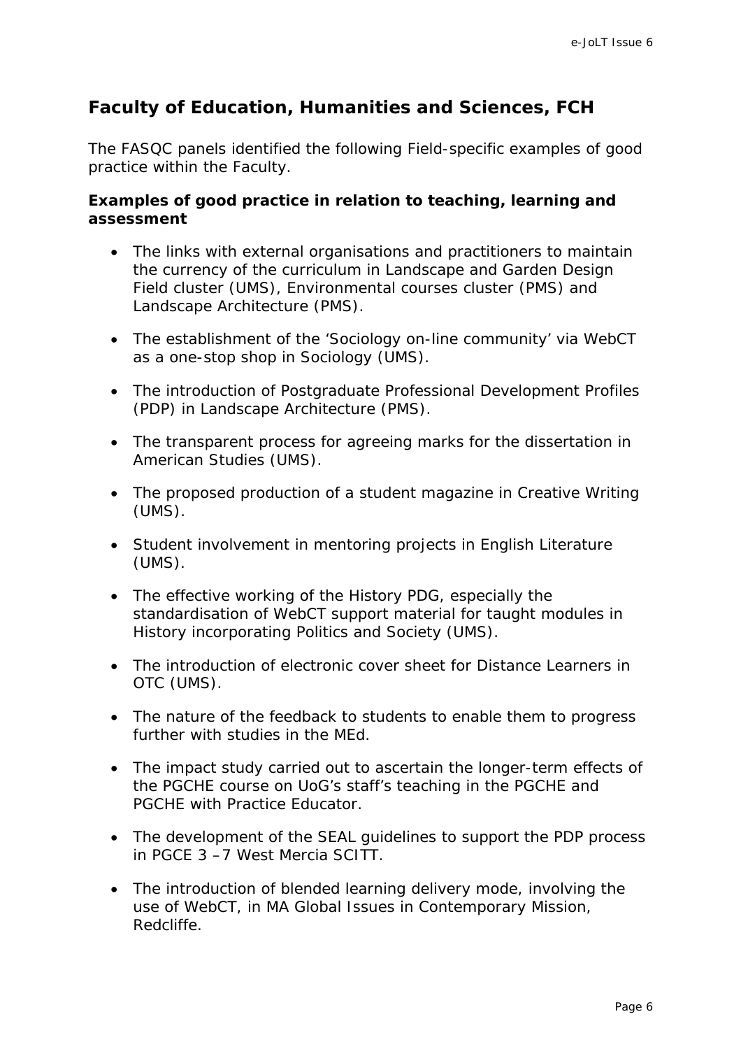## Faculty of Education, Humanities and Sciences, FCH

The FASQC panels identified the following Field-specific examples of good practice within the Faculty.

### Examples of good practice in relation to teaching, learning and assessment

- The links with external organisations and practitioners to maintain the currency of the curriculum in Landscape and Garden Design Field cluster (UMS), Environmental courses cluster (PMS) and Landscape Architecture (PMS).

- The establishment of the 'Sociology on-line community' via WebCT as a one-stop shop in Sociology (UMS).

- The introduction of Postgraduate Professional Development Profiles (PDP) in Landscape Architecture (PMS).

- The transparent process for agreeing marks for the dissertation in American Studies (UMS).

- The proposed production of a student magazine in Creative Writing (UMS).

- Student involvement in mentoring projects in English Literature (UMS).

- The effective working of the History PDG, especially the standardisation of WebCT support material for taught modules in History incorporating Politics and Society (UMS).

- The introduction of electronic cover sheet for Distance Learners in OTC (UMS).

- The nature of the feedback to students to enable them to progress further with studies in the MEd.

- The impact study carried out to ascertain the longer-term effects of the PGCHE course on UoG's staff's teaching in the PGCHE and PGCHE with Practice Educator.

- The development of the SEAL guidelines to support the PDP process in PGCE 3 –7 West Mercia SCITT.

- The introduction of blended learning delivery mode, involving the use of WebCT, in MA Global Issues in Contemporary Mission, Redcliffe.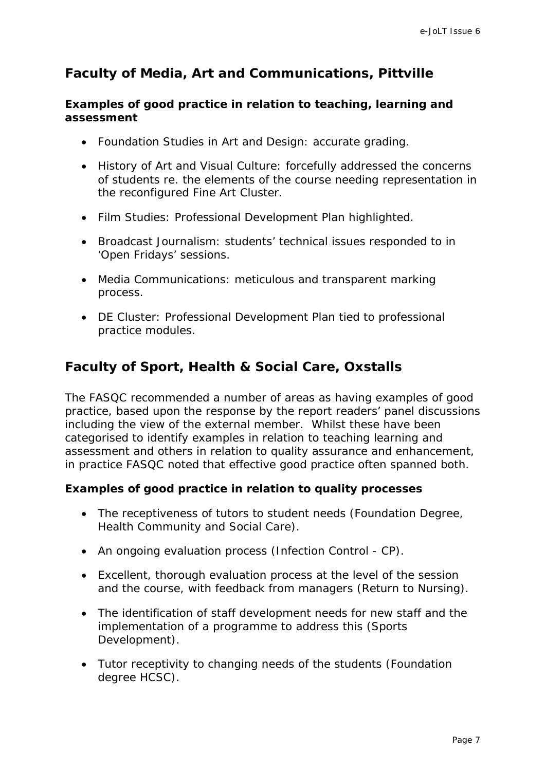## Faculty of Media, Art and Communications, Pittville

### Examples of good practice in relation to teaching, learning and assessment

- Foundation Studies in Art and Design: accurate grading.
- History of Art and Visual Culture: forcefully addressed the concerns of students re. the elements of the course needing representation in the reconfigured Fine Art Cluster.
- Film Studies: Professional Development Plan highlighted.
- Broadcast Journalism: students' technical issues responded to in 'Open Fridays' sessions.
- Media Communications: meticulous and transparent marking process.
- DE Cluster: Professional Development Plan tied to professional practice modules.

## Faculty of Sport, Health & Social Care, Oxstalls

The FASQC recommended a number of areas as having examples of good practice, based upon the response by the report readers' panel discussions including the view of the external member. Whilst these have been categorised to identify examples in relation to teaching learning and assessment and others in relation to quality assurance and enhancement, in practice FASQC noted that effective good practice often spanned both.

### Examples of good practice in relation to quality processes

- The receptiveness of tutors to student needs (Foundation Degree, Health Community and Social Care).
- An ongoing evaluation process (Infection Control - CP).
- Excellent, thorough evaluation process at the level of the session and the course, with feedback from managers (Return to Nursing).
- The identification of staff development needs for new staff and the implementation of a programme to address this (Sports Development).
- Tutor receptivity to changing needs of the students (Foundation degree HCSC).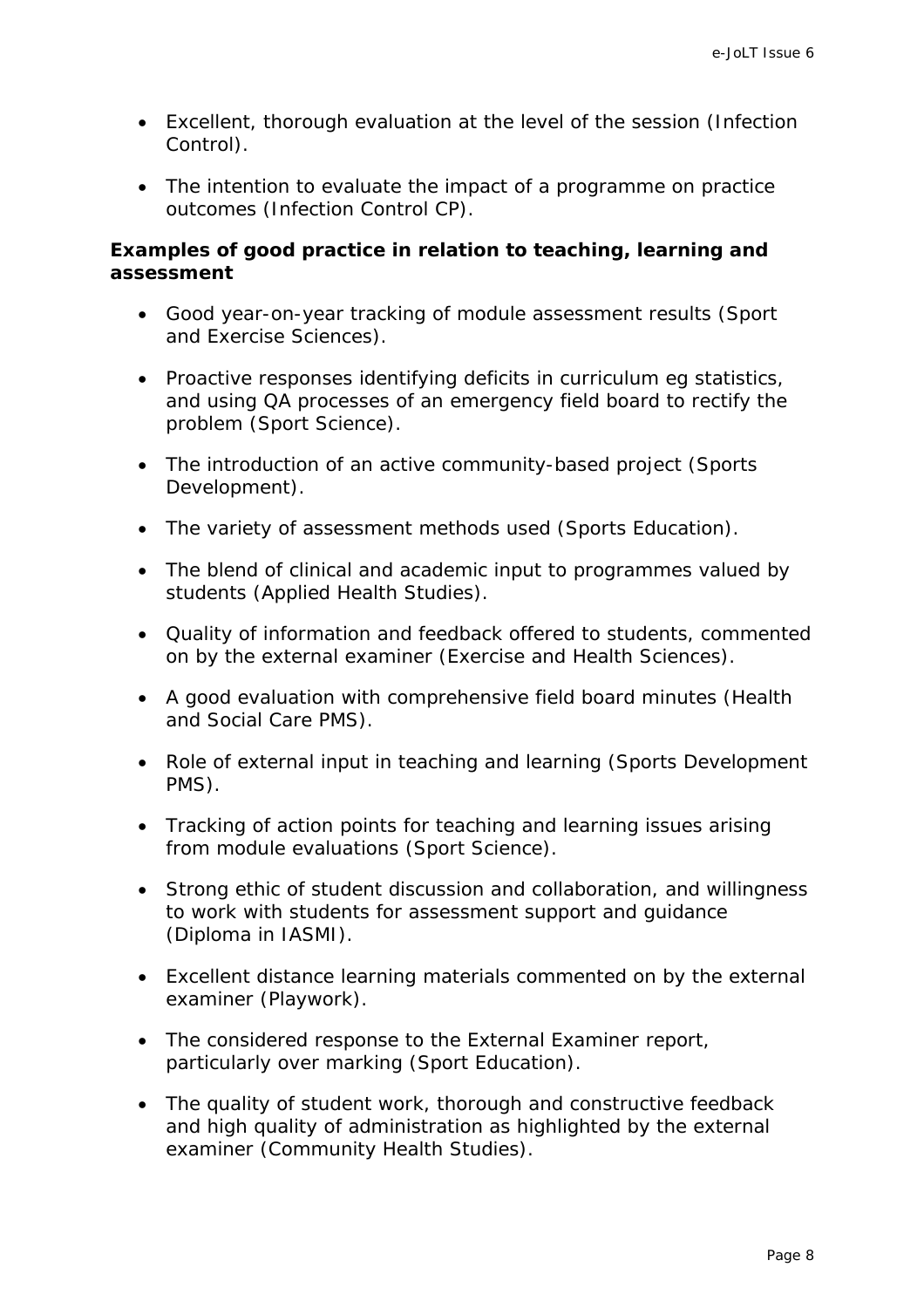- Excellent, thorough evaluation at the level of the session (Infection Control).

- The intention to evaluate the impact of a programme on practice outcomes (Infection Control CP).

**Examples of good practice in relation to teaching, learning and assessment**

- Good year-on-year tracking of module assessment results (Sport and Exercise Sciences).

- Proactive responses identifying deficits in curriculum eg statistics, and using QA processes of an emergency field board to rectify the problem (Sport Science).

- The introduction of an active community-based project (Sports Development).

- The variety of assessment methods used (Sports Education).

- The blend of clinical and academic input to programmes valued by students (Applied Health Studies).

- Quality of information and feedback offered to students, commented on by the external examiner (Exercise and Health Sciences).

- A good evaluation with comprehensive field board minutes (Health and Social Care PMS).

- Role of external input in teaching and learning (Sports Development PMS).

- Tracking of action points for teaching and learning issues arising from module evaluations (Sport Science).

- Strong ethic of student discussion and collaboration, and willingness to work with students for assessment support and guidance (Diploma in IASMI).

- Excellent distance learning materials commented on by the external examiner (Playwork).

- The considered response to the External Examiner report, particularly over marking (Sport Education).

- The quality of student work, thorough and constructive feedback and high quality of administration as highlighted by the external examiner (Community Health Studies).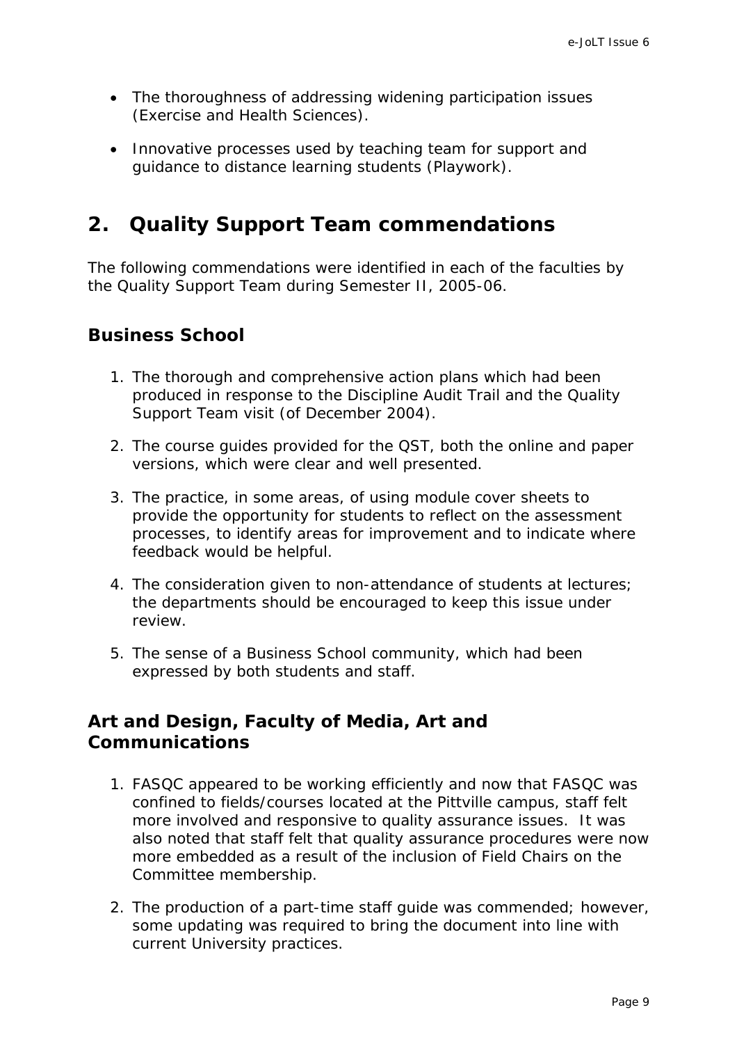- The thoroughness of addressing widening participation issues (Exercise and Health Sciences).
- Innovative processes used by teaching team for support and guidance to distance learning students (Playwork).

## 2. Quality Support Team commendations

The following commendations were identified in each of the faculties by the Quality Support Team during Semester II, 2005-06.

### Business School

1. The thorough and comprehensive action plans which had been produced in response to the Discipline Audit Trail and the Quality Support Team visit (of December 2004).
2. The course guides provided for the QST, both the online and paper versions, which were clear and well presented.
3. The practice, in some areas, of using module cover sheets to provide the opportunity for students to reflect on the assessment processes, to identify areas for improvement and to indicate where feedback would be helpful.
4. The consideration given to non-attendance of students at lectures; the departments should be encouraged to keep this issue under review.
5. The sense of a Business School community, which had been expressed by both students and staff.

### Art and Design, Faculty of Media, Art and Communications

1. FASQC appeared to be working efficiently and now that FASQC was confined to fields/courses located at the Pittville campus, staff felt more involved and responsive to quality assurance issues. It was also noted that staff felt that quality assurance procedures were now more embedded as a result of the inclusion of Field Chairs on the Committee membership.
2. The production of a part-time staff guide was commended; however, some updating was required to bring the document into line with current University practices.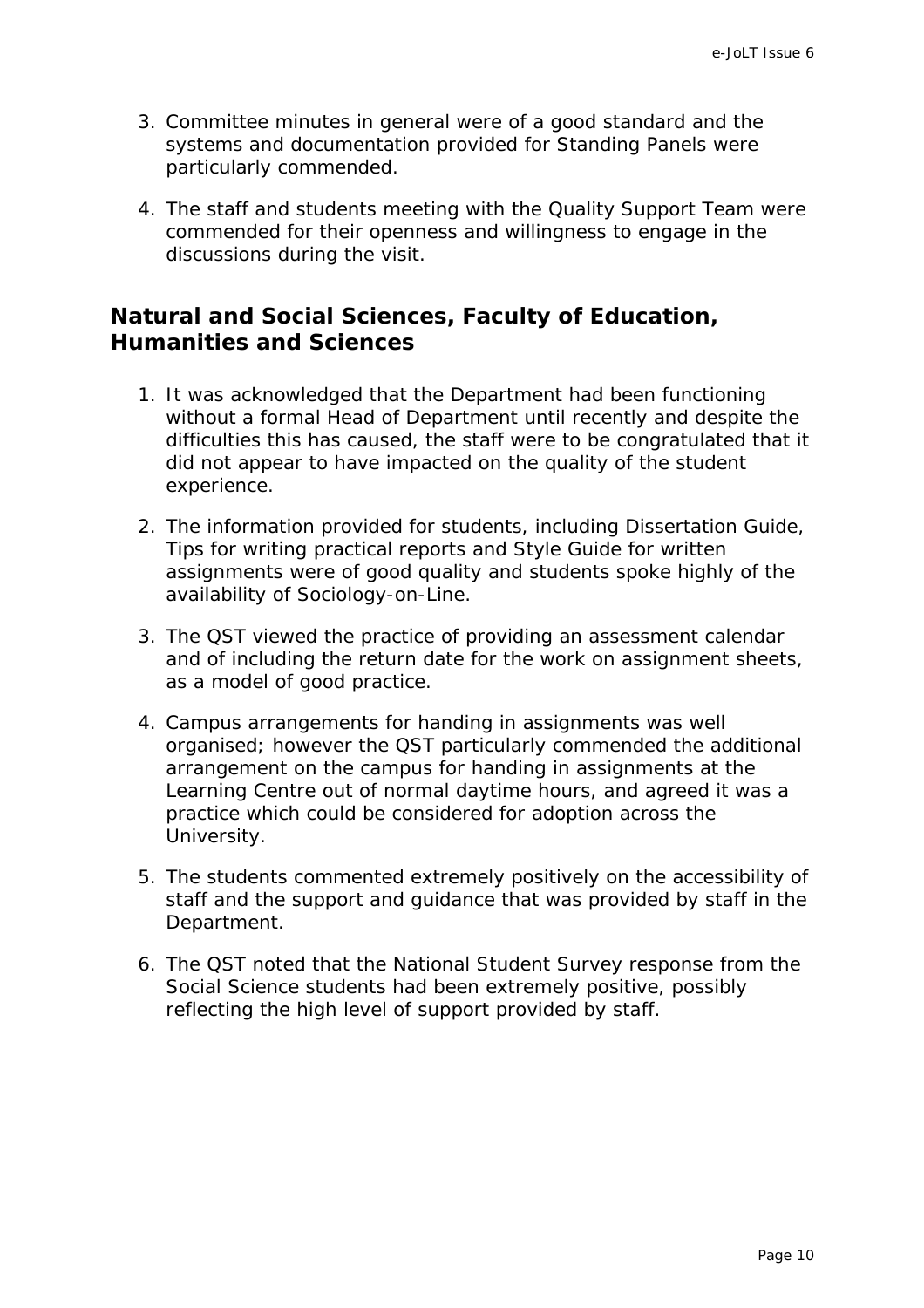3. Committee minutes in general were of a good standard and the systems and documentation provided for Standing Panels were particularly commended.

4. The staff and students meeting with the Quality Support Team were commended for their openness and willingness to engage in the discussions during the visit.

## Natural and Social Sciences, Faculty of Education, Humanities and Sciences

1. It was acknowledged that the Department had been functioning without a formal Head of Department until recently and despite the difficulties this has caused, the staff were to be congratulated that it did not appear to have impacted on the quality of the student experience.

2. The information provided for students, including Dissertation Guide, Tips for writing practical reports and Style Guide for written assignments were of good quality and students spoke highly of the availability of Sociology-on-Line.

3. The QST viewed the practice of providing an assessment calendar and of including the return date for the work on assignment sheets, as a model of good practice.

4. Campus arrangements for handing in assignments was well organised; however the QST particularly commended the additional arrangement on the campus for handing in assignments at the Learning Centre out of normal daytime hours, and agreed it was a practice which could be considered for adoption across the University.

5. The students commented extremely positively on the accessibility of staff and the support and guidance that was provided by staff in the Department.

6. The QST noted that the National Student Survey response from the Social Science students had been extremely positive, possibly reflecting the high level of support provided by staff.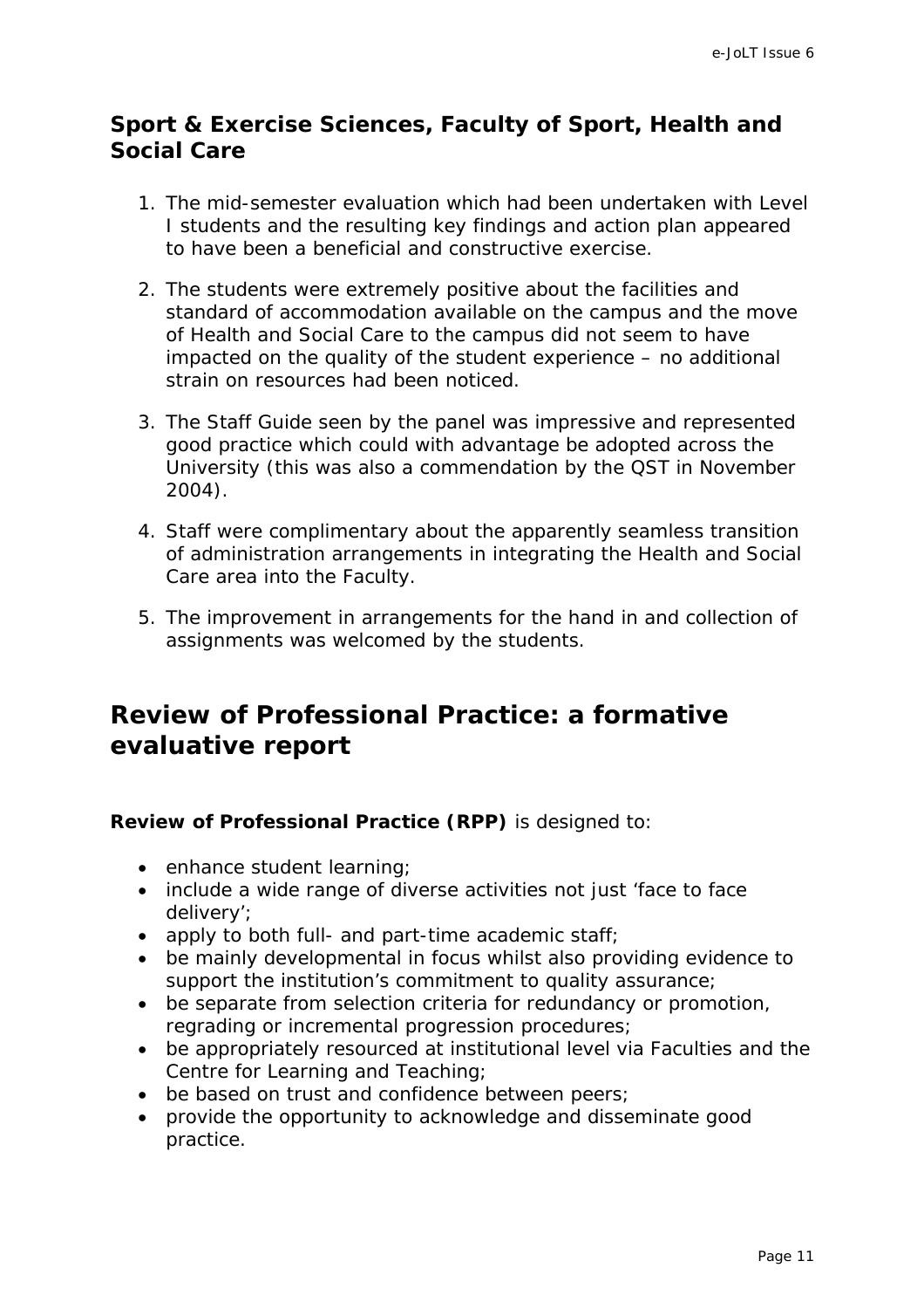### Sport & Exercise Sciences, Faculty of Sport, Health and Social Care

1. The mid-semester evaluation which had been undertaken with Level I students and the resulting key findings and action plan appeared to have been a beneficial and constructive exercise.

2. The students were extremely positive about the facilities and standard of accommodation available on the campus and the move of Health and Social Care to the campus did not seem to have impacted on the quality of the student experience – no additional strain on resources had been noticed.

3. The Staff Guide seen by the panel was impressive and represented good practice which could with advantage be adopted across the University (this was also a commendation by the QST in November 2004).

4. Staff were complimentary about the apparently seamless transition of administration arrangements in integrating the Health and Social Care area into the Faculty.

5. The improvement in arrangements for the hand in and collection of assignments was welcomed by the students.

## Review of Professional Practice: a formative evaluative report

**Review of Professional Practice (RPP)** is designed to:

- enhance student learning;
- include a wide range of diverse activities not just 'face to face delivery';
- apply to both full- and part-time academic staff;
- be mainly developmental in focus whilst also providing evidence to support the institution's commitment to quality assurance;
- be separate from selection criteria for redundancy or promotion, regrading or incremental progression procedures;
- be appropriately resourced at institutional level via Faculties and the Centre for Learning and Teaching;
- be based on trust and confidence between peers;
- provide the opportunity to acknowledge and disseminate good practice.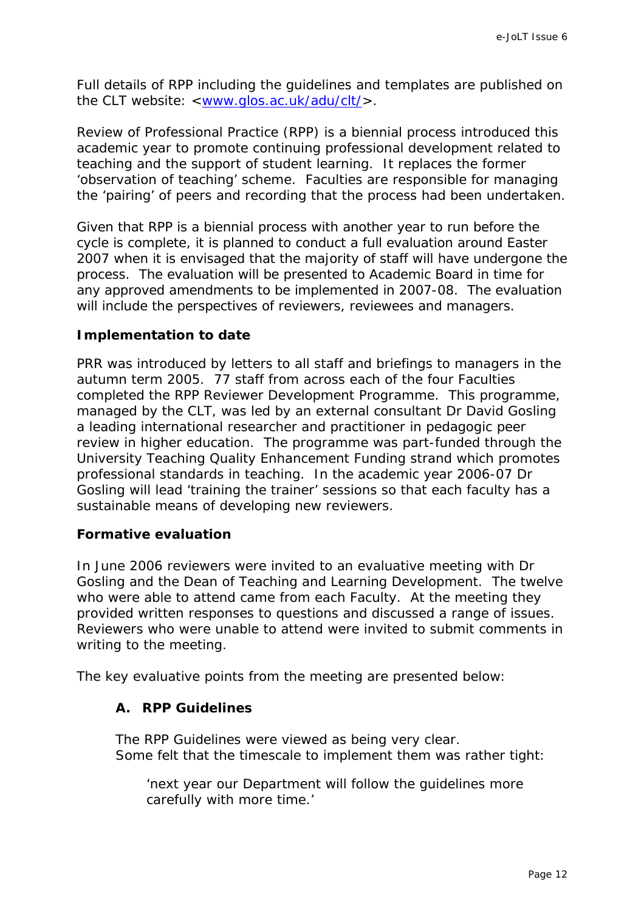Full details of RPP including the guidelines and templates are published on the CLT website: <[www.glos.ac.uk/adu/clt/](www.glos.ac.uk/adu/clt/)>.

Review of Professional Practice (RPP) is a biennial process introduced this academic year to promote continuing professional development related to teaching and the support of student learning. It replaces the former 'observation of teaching' scheme. Faculties are responsible for managing the 'pairing' of peers and recording that the process had been undertaken.

Given that RPP is a biennial process with another year to run before the cycle is complete, it is planned to conduct a full evaluation around Easter 2007 when it is envisaged that the majority of staff will have undergone the process. The evaluation will be presented to Academic Board in time for any approved amendments to be implemented in 2007-08. The evaluation will include the perspectives of reviewers, reviewees and managers.

**Implementation to date**

PRR was introduced by letters to all staff and briefings to managers in the autumn term 2005. 77 staff from across each of the four Faculties completed the RPP Reviewer Development Programme. This programme, managed by the CLT, was led by an external consultant Dr David Gosling a leading international researcher and practitioner in pedagogic peer review in higher education. The programme was part-funded through the University Teaching Quality Enhancement Funding strand which promotes professional standards in teaching. In the academic year 2006-07 Dr Gosling will lead 'training the trainer' sessions so that each faculty has a sustainable means of developing new reviewers.

**Formative evaluation**

In June 2006 reviewers were invited to an evaluative meeting with Dr Gosling and the Dean of Teaching and Learning Development. The twelve who were able to attend came from each Faculty. At the meeting they provided written responses to questions and discussed a range of issues. Reviewers who were unable to attend were invited to submit comments in writing to the meeting.

The key evaluative points from the meeting are presented below:

**A. RPP Guidelines**

The RPP Guidelines were viewed as being very clear.
Some felt that the timescale to implement them was rather tight:

> 'next year our Department will follow the guidelines more carefully with more time.'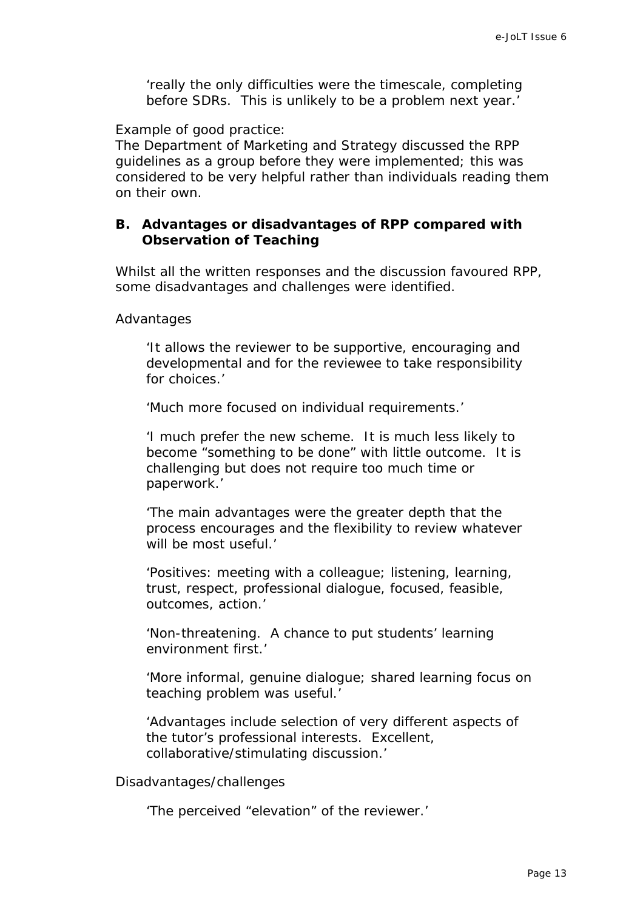> 'really the only difficulties were the timescale, completing before SDRs. This is unlikely to be a problem next year.'

Example of good practice:
The Department of Marketing and Strategy discussed the RPP guidelines as a group before they were implemented; this was considered to be very helpful rather than individuals reading them on their own.

### B. Advantages or disadvantages of RPP compared with Observation of Teaching

Whilst all the written responses and the discussion favoured RPP, some disadvantages and challenges were identified.

Advantages

> 'It allows the reviewer to be supportive, encouraging and developmental and for the reviewee to take responsibility for choices.'

> 'Much more focused on individual requirements.'

> 'I much prefer the new scheme. It is much less likely to become "something to be done" with little outcome. It is challenging but does not require too much time or paperwork.'

> 'The main advantages were the greater depth that the process encourages and the flexibility to review whatever will be most useful.'

> 'Positives: meeting with a colleague; listening, learning, trust, respect, professional dialogue, focused, feasible, outcomes, action.'

> 'Non-threatening. A chance to put students' learning environment first.'

> 'More informal, genuine dialogue; shared learning focus on teaching problem was useful.'

> 'Advantages include selection of very different aspects of the tutor's professional interests. Excellent, collaborative/stimulating discussion.'

Disadvantages/challenges

> 'The perceived "elevation" of the reviewer.'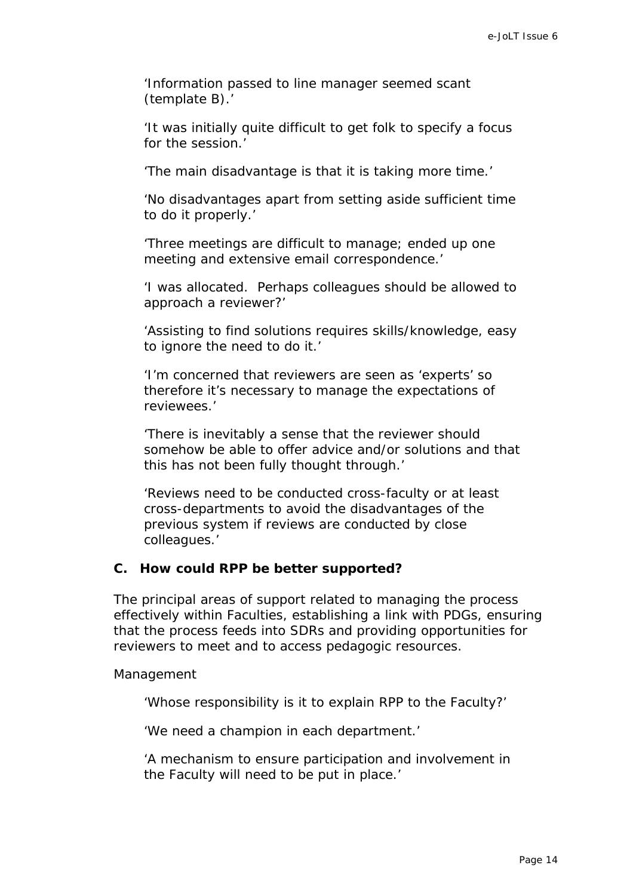> 'Information passed to line manager seemed scant (template B).'

> 'It was initially quite difficult to get folk to specify a focus for the session.'

> 'The main disadvantage is that it is taking more time.'

> 'No disadvantages apart from setting aside sufficient time to do it properly.'

> 'Three meetings are difficult to manage; ended up one meeting and extensive email correspondence.'

> 'I was allocated. Perhaps colleagues should be allowed to approach a reviewer?'

> 'Assisting to find solutions requires skills/knowledge, easy to ignore the need to do it.'

> 'I'm concerned that reviewers are seen as 'experts' so therefore it's necessary to manage the expectations of reviewees.'

> 'There is inevitably a sense that the reviewer should somehow be able to offer advice and/or solutions and that this has not been fully thought through.'

> 'Reviews need to be conducted cross-faculty or at least cross-departments to avoid the disadvantages of the previous system if reviews are conducted by close colleagues.'

### C. How could RPP be better supported?

The principal areas of support related to managing the process effectively within Faculties, establishing a link with PDGs, ensuring that the process feeds into SDRs and providing opportunities for reviewers to meet and to access pedagogic resources.

Management

> 'Whose responsibility is it to explain RPP to the Faculty?'

> 'We need a champion in each department.'

> 'A mechanism to ensure participation and involvement in the Faculty will need to be put in place.'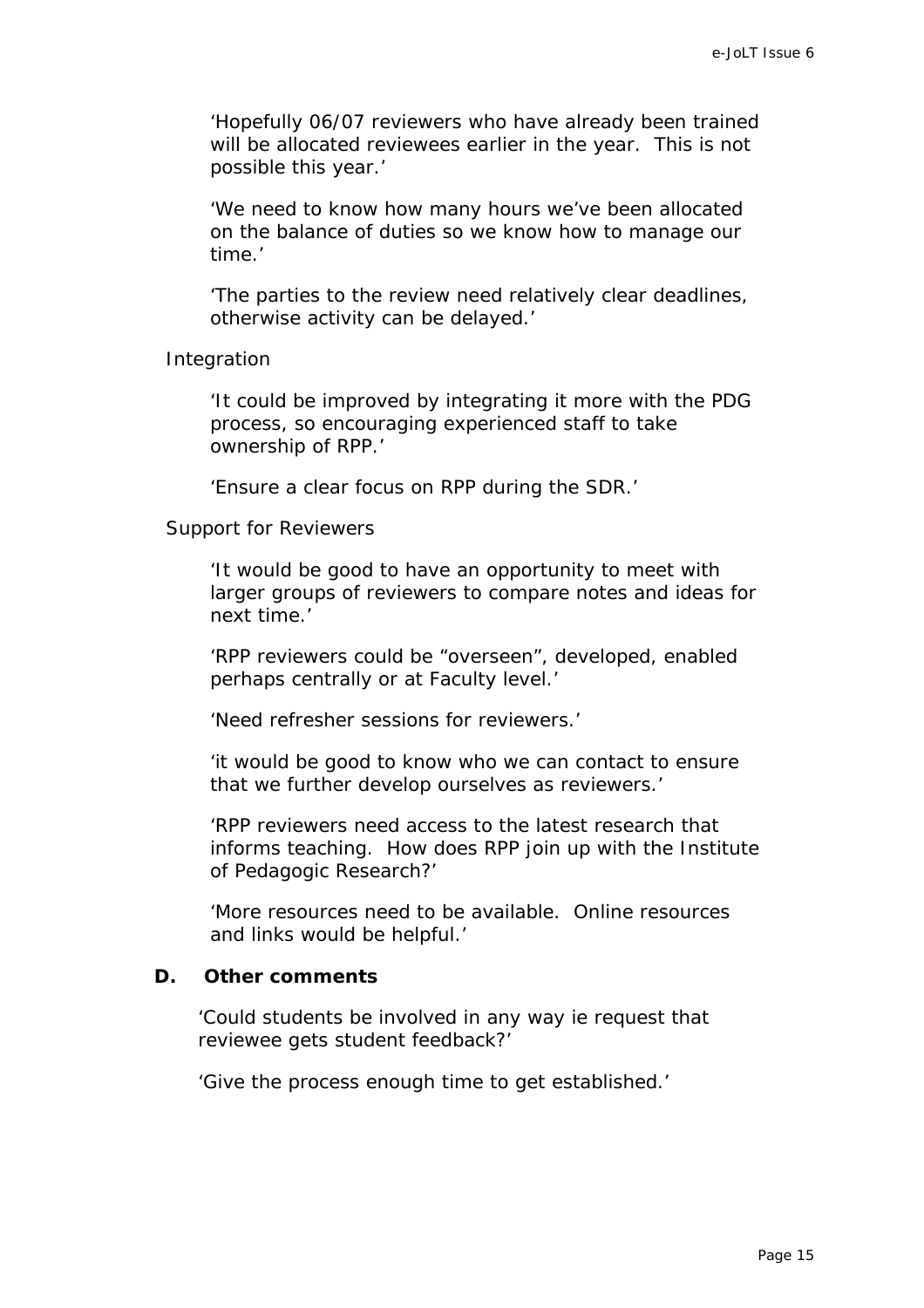'Hopefully 06/07 reviewers who have already been trained will be allocated reviewees earlier in the year. This is not possible this year.'

'We need to know how many hours we've been allocated on the balance of duties so we know how to manage our time.'

'The parties to the review need relatively clear deadlines, otherwise activity can be delayed.'

*Integration*

'It could be improved by integrating it more with the PDG process, so encouraging experienced staff to take ownership of RPP.'

'Ensure a clear focus on RPP during the SDR.'

*Support for Reviewers*

'It would be good to have an opportunity to meet with larger groups of reviewers to compare notes and ideas for next time.'

'RPP reviewers could be "overseen", developed, enabled perhaps centrally or at Faculty level.'

'Need refresher sessions for reviewers.'

'it would be good to know who we can contact to ensure that we further develop ourselves as reviewers.'

'RPP reviewers need access to the latest research that informs teaching. How does RPP join up with the Institute of Pedagogic Research?'

'More resources need to be available. Online resources and links would be helpful.'

**D. Other comments**

'Could students be involved in any way ie request that reviewee gets student feedback?'

'Give the process enough time to get established.'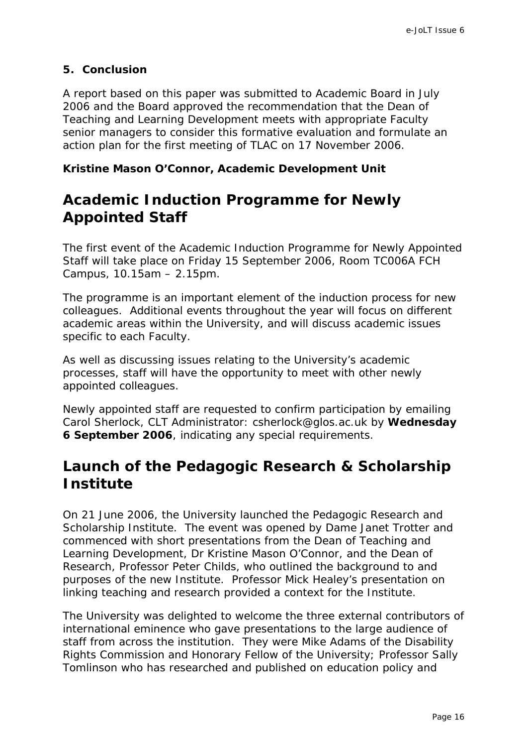### 5. Conclusion

A report based on this paper was submitted to Academic Board in July 2006 and the Board approved the recommendation that the Dean of Teaching and Learning Development meets with appropriate Faculty senior managers to consider this formative evaluation and formulate an action plan for the first meeting of TLAC on 17 November 2006.

**Kristine Mason O'Connor, Academic Development Unit**

## Academic Induction Programme for Newly Appointed Staff

The first event of the Academic Induction Programme for Newly Appointed Staff will take place on Friday 15 September 2006, Room TC006A FCH Campus, 10.15am – 2.15pm.

The programme is an important element of the induction process for new colleagues. Additional events throughout the year will focus on different academic areas within the University, and will discuss academic issues specific to each Faculty.

As well as discussing issues relating to the University's academic processes, staff will have the opportunity to meet with other newly appointed colleagues.

Newly appointed staff are requested to confirm participation by emailing Carol Sherlock, CLT Administrator: csherlock@glos.ac.uk by **Wednesday 6 September 2006**, indicating any special requirements.

## Launch of the Pedagogic Research & Scholarship Institute

On 21 June 2006, the University launched the Pedagogic Research and Scholarship Institute. The event was opened by Dame Janet Trotter and commenced with short presentations from the Dean of Teaching and Learning Development, Dr Kristine Mason O'Connor, and the Dean of Research, Professor Peter Childs, who outlined the background to and purposes of the new Institute. Professor Mick Healey's presentation on linking teaching and research provided a context for the Institute.

The University was delighted to welcome the three external contributors of international eminence who gave presentations to the large audience of staff from across the institution. They were Mike Adams of the Disability Rights Commission and Honorary Fellow of the University; Professor Sally Tomlinson who has researched and published on education policy and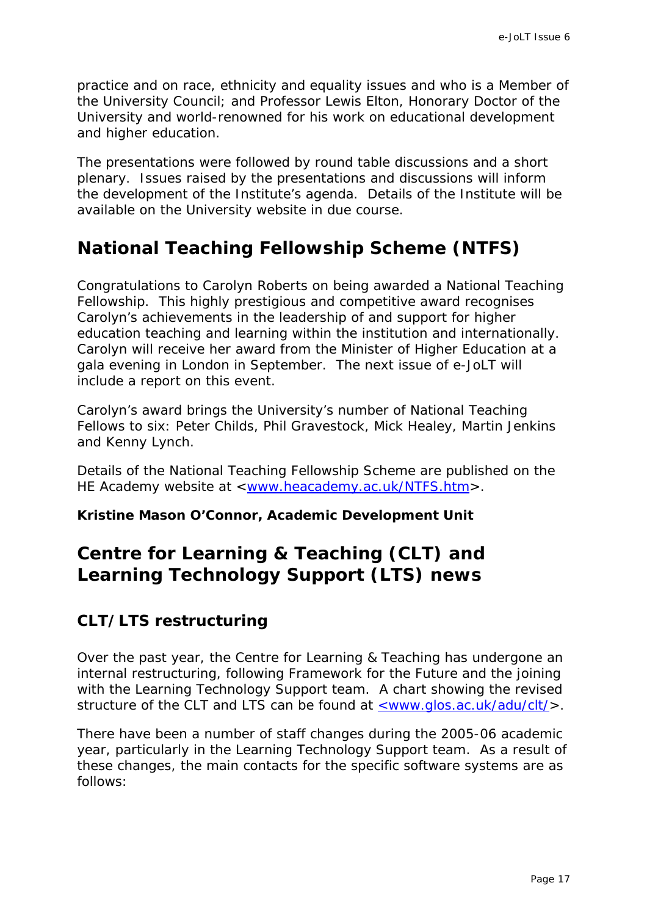practice and on race, ethnicity and equality issues and who is a Member of the University Council; and Professor Lewis Elton, Honorary Doctor of the University and world-renowned for his work on educational development and higher education.

The presentations were followed by round table discussions and a short plenary. Issues raised by the presentations and discussions will inform the development of the Institute's agenda. Details of the Institute will be available on the University website in due course.

## National Teaching Fellowship Scheme (NTFS)

Congratulations to Carolyn Roberts on being awarded a National Teaching Fellowship. This highly prestigious and competitive award recognises Carolyn's achievements in the leadership of and support for higher education teaching and learning within the institution and internationally. Carolyn will receive her award from the Minister of Higher Education at a gala evening in London in September. The next issue of e-JoLT will include a report on this event.

Carolyn's award brings the University's number of National Teaching Fellows to six: Peter Childs, Phil Gravestock, Mick Healey, Martin Jenkins and Kenny Lynch.

Details of the National Teaching Fellowship Scheme are published on the HE Academy website at <[www.heacademy.ac.uk/NTFS.htm](http://www.heacademy.ac.uk/NTFS.htm)>.

**Kristine Mason O'Connor, Academic Development Unit**

## Centre for Learning & Teaching (CLT) and Learning Technology Support (LTS) news

### CLT/LTS restructuring

Over the past year, the Centre for Learning & Teaching has undergone an internal restructuring, following Framework for the Future and the joining with the Learning Technology Support team. A chart showing the revised structure of the CLT and LTS can be found at <[www.glos.ac.uk/adu/clt/](http://www.glos.ac.uk/adu/clt/)>.

There have been a number of staff changes during the 2005-06 academic year, particularly in the Learning Technology Support team. As a result of these changes, the main contacts for the specific software systems are as follows: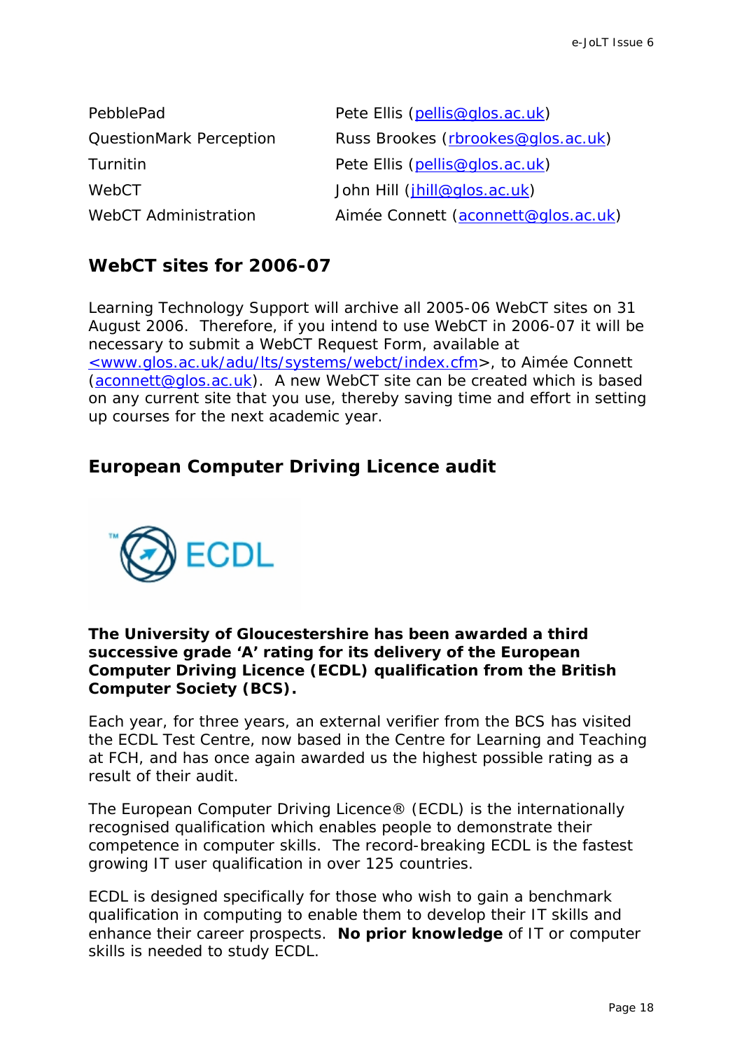| | |
|---|---|
| PebblePad | Pete Ellis (pellis@glos.ac.uk) |
| QuestionMark Perception | Russ Brookes (rbrookes@glos.ac.uk) |
| Turnitin | Pete Ellis (pellis@glos.ac.uk) |
| WebCT | John Hill (jhill@glos.ac.uk) |
| WebCT Administration | Aimée Connett (aconnett@glos.ac.uk) |

## WebCT sites for 2006-07

Learning Technology Support will archive all 2005-06 WebCT sites on 31 August 2006. Therefore, if you intend to use WebCT in 2006-07 it will be necessary to submit a WebCT Request Form, available at <www.glos.ac.uk/adu/lts/systems/webct/index.cfm>, to Aimée Connett (aconnett@glos.ac.uk). A new WebCT site can be created which is based on any current site that you use, thereby saving time and effort in setting up courses for the next academic year.

## European Computer Driving Licence audit

**The University of Gloucestershire has been awarded a third successive grade 'A' rating for its delivery of the European Computer Driving Licence (ECDL) qualification from the British Computer Society (BCS).**

Each year, for three years, an external verifier from the BCS has visited the ECDL Test Centre, now based in the Centre for Learning and Teaching at FCH, and has once again awarded us the highest possible rating as a result of their audit.

The European Computer Driving Licence® (ECDL) is the internationally recognised qualification which enables people to demonstrate their competence in computer skills. The record-breaking ECDL is the fastest growing IT user qualification in over 125 countries.

ECDL is designed specifically for those who wish to gain a benchmark qualification in computing to enable them to develop their IT skills and enhance their career prospects. **No prior knowledge** of IT or computer skills is needed to study ECDL.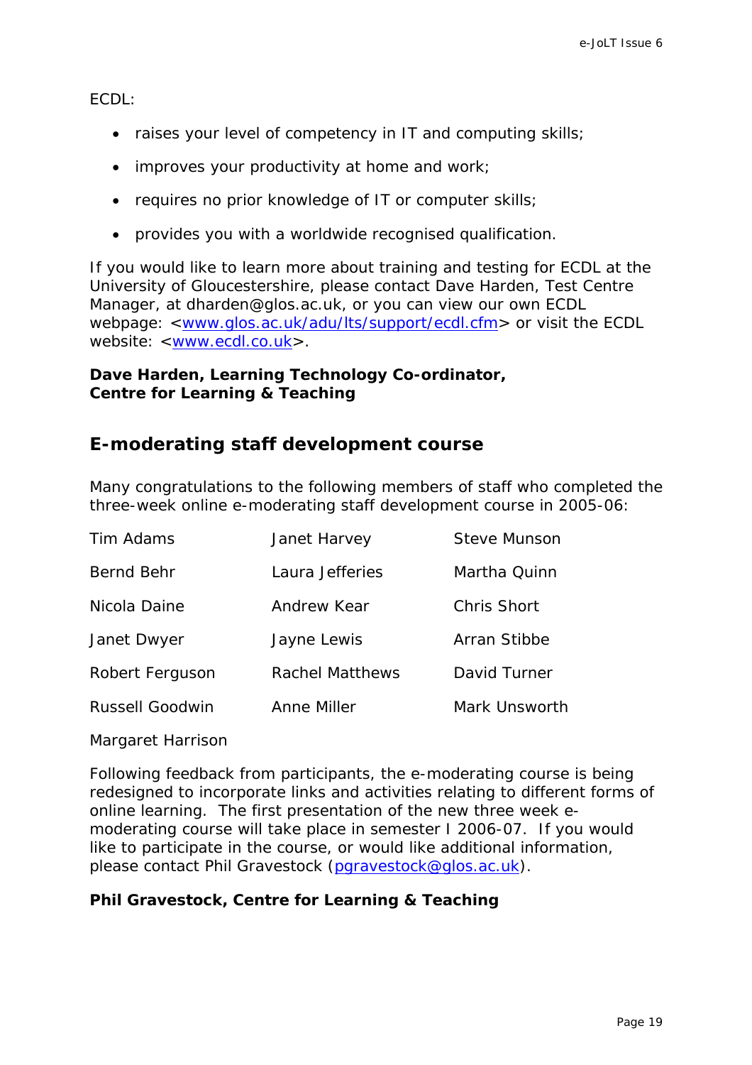ECDL:

- raises your level of competency in IT and computing skills;
- improves your productivity at home and work;
- requires no prior knowledge of IT or computer skills;
- provides you with a worldwide recognised qualification.

If you would like to learn more about training and testing for ECDL at the University of Gloucestershire, please contact Dave Harden, Test Centre Manager, at dharden@glos.ac.uk, or you can view our own ECDL webpage: <www.glos.ac.uk/adu/lts/support/ecdl.cfm> or visit the ECDL website: <www.ecdl.co.uk>.

**Dave Harden, Learning Technology Co-ordinator,**
**Centre for Learning & Teaching**

## E-moderating staff development course

Many congratulations to the following members of staff who completed the three-week online e-moderating staff development course in 2005-06:

| | | |
|---|---|---|
| Tim Adams | Janet Harvey | Steve Munson |
| Bernd Behr | Laura Jefferies | Martha Quinn |
| Nicola Daine | Andrew Kear | Chris Short |
| Janet Dwyer | Jayne Lewis | Arran Stibbe |
| Robert Ferguson | Rachel Matthews | David Turner |
| Russell Goodwin | Anne Miller | Mark Unsworth |
| Margaret Harrison | | |

Following feedback from participants, the e-moderating course is being redesigned to incorporate links and activities relating to different forms of online learning. The first presentation of the new three week e-moderating course will take place in semester I 2006-07. If you would like to participate in the course, or would like additional information, please contact Phil Gravestock (pgravestock@glos.ac.uk).

**Phil Gravestock, Centre for Learning & Teaching**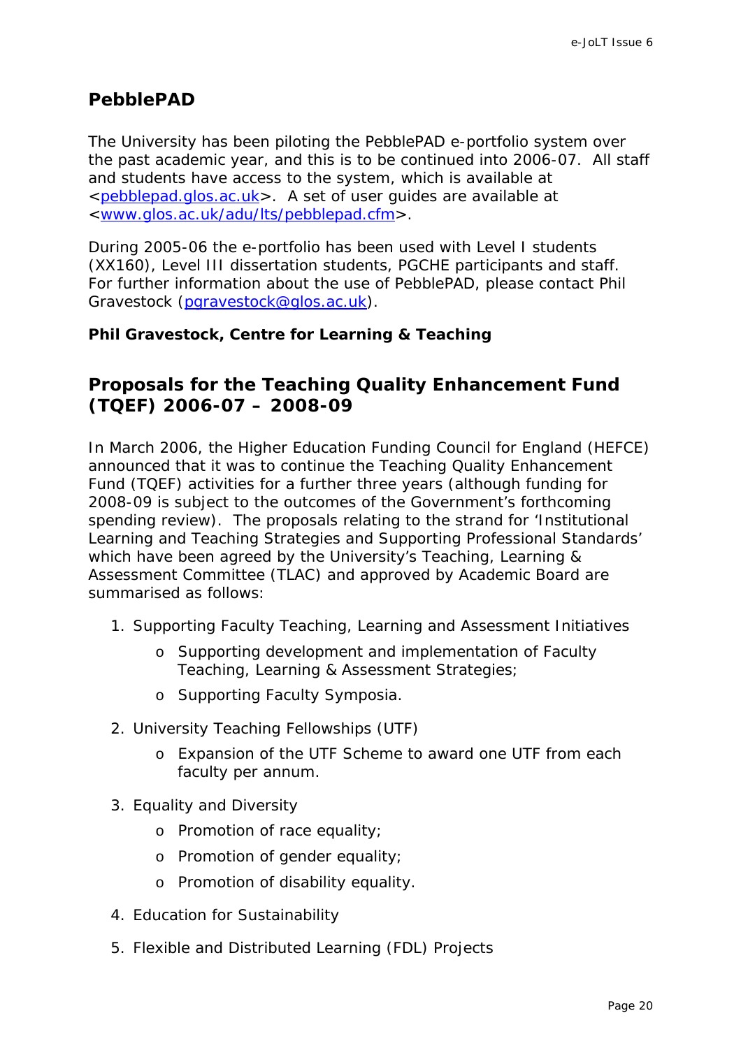## PebblePAD

The University has been piloting the PebblePAD e-portfolio system over the past academic year, and this is to be continued into 2006-07. All staff and students have access to the system, which is available at <pebblepad.glos.ac.uk>. A set of user guides are available at <www.glos.ac.uk/adu/lts/pebblepad.cfm>.

During 2005-06 the e-portfolio has been used with Level I students (XX160), Level III dissertation students, PGCHE participants and staff. For further information about the use of PebblePAD, please contact Phil Gravestock (pgravestock@glos.ac.uk).

**Phil Gravestock, Centre for Learning & Teaching**

## Proposals for the Teaching Quality Enhancement Fund (TQEF) 2006-07 – 2008-09

In March 2006, the Higher Education Funding Council for England (HEFCE) announced that it was to continue the Teaching Quality Enhancement Fund (TQEF) activities for a further three years (although funding for 2008-09 is subject to the outcomes of the Government's forthcoming spending review). The proposals relating to the strand for 'Institutional Learning and Teaching Strategies and Supporting Professional Standards' which have been agreed by the University's Teaching, Learning & Assessment Committee (TLAC) and approved by Academic Board are summarised as follows:

1. Supporting Faculty Teaching, Learning and Assessment Initiatives
   - Supporting development and implementation of Faculty Teaching, Learning & Assessment Strategies;
   - Supporting Faculty Symposia.
2. University Teaching Fellowships (UTF)
   - Expansion of the UTF Scheme to award one UTF from each faculty per annum.
3. Equality and Diversity
   - Promotion of race equality;
   - Promotion of gender equality;
   - Promotion of disability equality.
4. Education for Sustainability
5. Flexible and Distributed Learning (FDL) Projects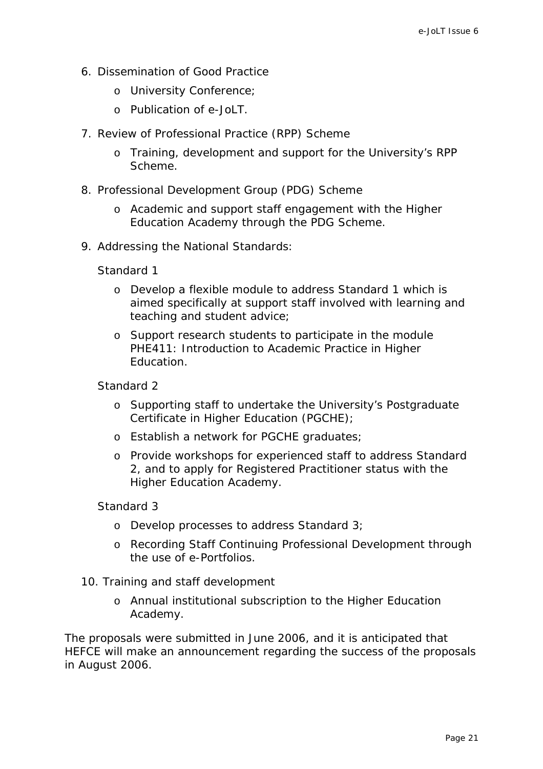6. Dissemination of Good Practice
    - University Conference;
    - Publication of e-JoLT.

7. Review of Professional Practice (RPP) Scheme
    - Training, development and support for the University's RPP Scheme.

8. Professional Development Group (PDG) Scheme
    - Academic and support staff engagement with the Higher Education Academy through the PDG Scheme.

9. Addressing the National Standards:

    Standard 1

    - Develop a flexible module to address Standard 1 which is aimed specifically at support staff involved with learning and teaching and student advice;
    - Support research students to participate in the module PHE411: Introduction to Academic Practice in Higher Education.

    Standard 2

    - Supporting staff to undertake the University's Postgraduate Certificate in Higher Education (PGCHE);
    - Establish a network for PGCHE graduates;
    - Provide workshops for experienced staff to address Standard 2, and to apply for Registered Practitioner status with the Higher Education Academy.

    Standard 3

    - Develop processes to address Standard 3;
    - Recording Staff Continuing Professional Development through the use of e-Portfolios.

10. Training and staff development
    - Annual institutional subscription to the Higher Education Academy.

The proposals were submitted in June 2006, and it is anticipated that HEFCE will make an announcement regarding the success of the proposals in August 2006.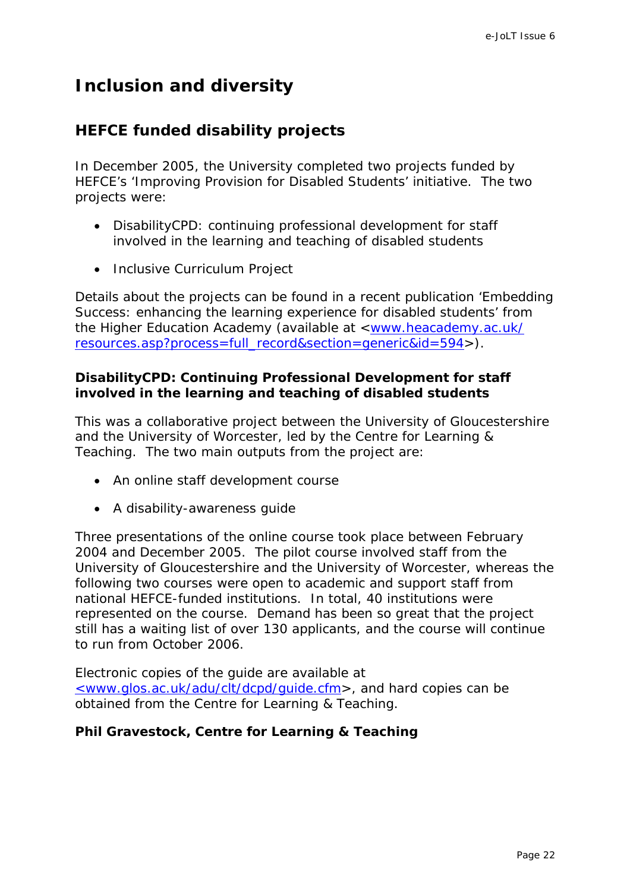# Inclusion and diversity

## HEFCE funded disability projects

In December 2005, the University completed two projects funded by HEFCE's 'Improving Provision for Disabled Students' initiative. The two projects were:

- DisabilityCPD: continuing professional development for staff involved in the learning and teaching of disabled students
- Inclusive Curriculum Project

Details about the projects can be found in a recent publication 'Embedding Success: enhancing the learning experience for disabled students' from the Higher Education Academy (available at <www.heacademy.ac.uk/resources.asp?process=full_record&section=generic&id=594>).

### DisabilityCPD: Continuing Professional Development for staff involved in the learning and teaching of disabled students

This was a collaborative project between the University of Gloucestershire and the University of Worcester, led by the Centre for Learning & Teaching. The two main outputs from the project are:

- An online staff development course
- A disability-awareness guide

Three presentations of the online course took place between February 2004 and December 2005. The pilot course involved staff from the University of Gloucestershire and the University of Worcester, whereas the following two courses were open to academic and support staff from national HEFCE-funded institutions. In total, 40 institutions were represented on the course. Demand has been so great that the project still has a waiting list of over 130 applicants, and the course will continue to run from October 2006.

Electronic copies of the guide are available at <www.glos.ac.uk/adu/clt/dcpd/guide.cfm>, and hard copies can be obtained from the Centre for Learning & Teaching.

**Phil Gravestock, Centre for Learning & Teaching**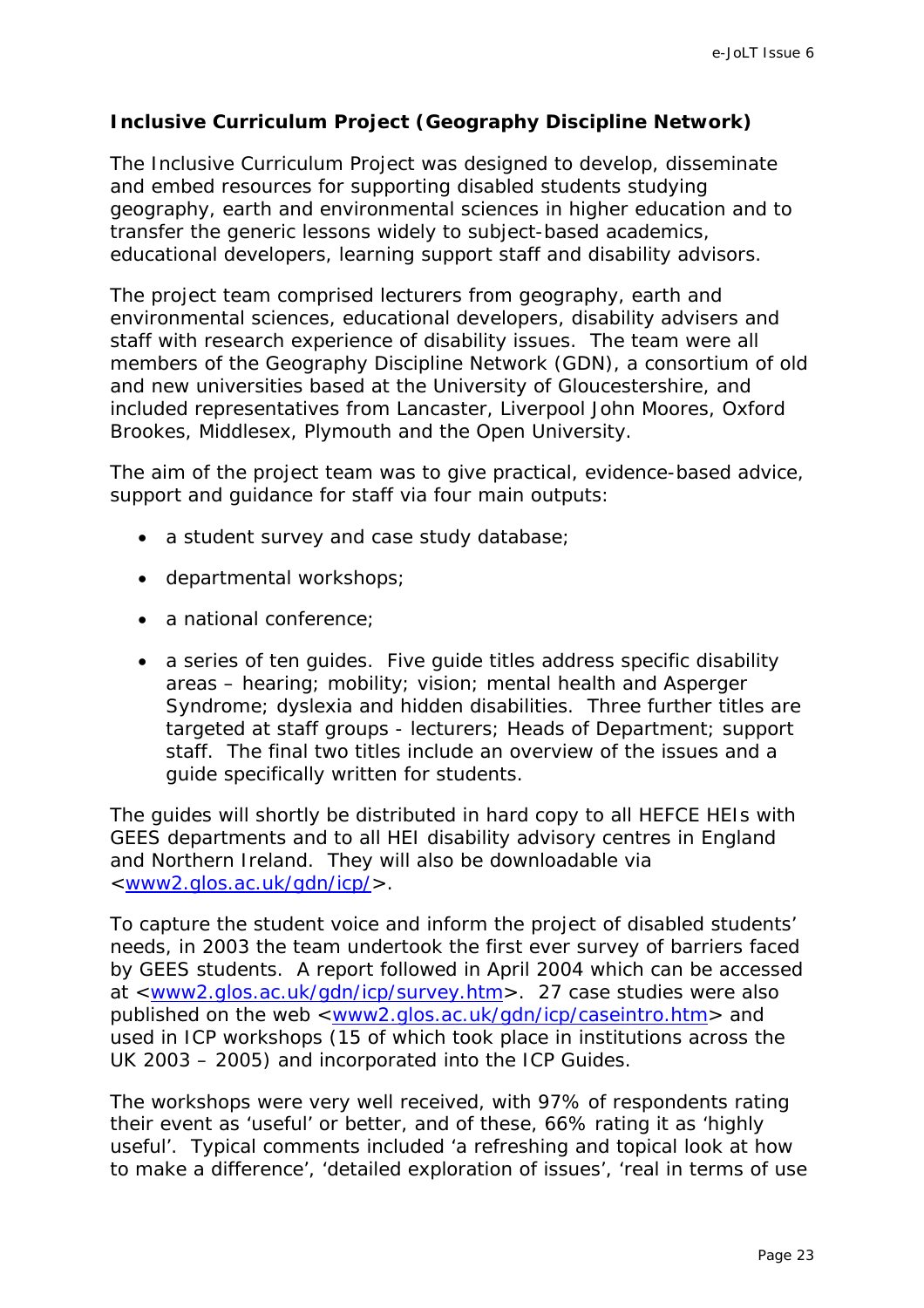**Inclusive Curriculum Project (Geography Discipline Network)**

The Inclusive Curriculum Project was designed to develop, disseminate and embed resources for supporting disabled students studying geography, earth and environmental sciences in higher education and to transfer the generic lessons widely to subject-based academics, educational developers, learning support staff and disability advisors.

The project team comprised lecturers from geography, earth and environmental sciences, educational developers, disability advisers and staff with research experience of disability issues. The team were all members of the Geography Discipline Network (GDN), a consortium of old and new universities based at the University of Gloucestershire, and included representatives from Lancaster, Liverpool John Moores, Oxford Brookes, Middlesex, Plymouth and the Open University.

The aim of the project team was to give practical, evidence-based advice, support and guidance for staff via four main outputs:

- a student survey and case study database;
- departmental workshops;
- a national conference;
- a series of ten guides. Five guide titles address specific disability areas – hearing; mobility; vision; mental health and Asperger Syndrome; dyslexia and hidden disabilities. Three further titles are targeted at staff groups - lecturers; Heads of Department; support staff. The final two titles include an overview of the issues and a guide specifically written for students.

The guides will shortly be distributed in hard copy to all HEFCE HEIs with GEES departments and to all HEI disability advisory centres in England and Northern Ireland. They will also be downloadable via <www2.glos.ac.uk/gdn/icp/>.

To capture the student voice and inform the project of disabled students' needs, in 2003 the team undertook the first ever survey of barriers faced by GEES students. A report followed in April 2004 which can be accessed at <www2.glos.ac.uk/gdn/icp/survey.htm>. 27 case studies were also published on the web <www2.glos.ac.uk/gdn/icp/caseintro.htm> and used in ICP workshops (15 of which took place in institutions across the UK 2003 – 2005) and incorporated into the ICP Guides.

The workshops were very well received, with 97% of respondents rating their event as 'useful' or better, and of these, 66% rating it as 'highly useful'. Typical comments included 'a refreshing and topical look at how to make a difference', 'detailed exploration of issues', 'real in terms of use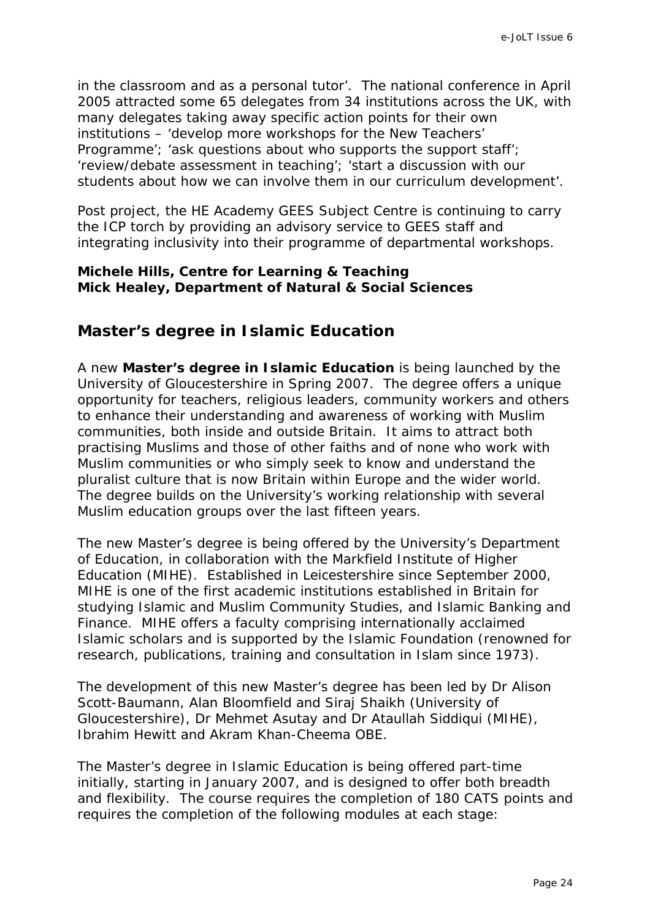in the classroom and as a personal tutor'. The national conference in April 2005 attracted some 65 delegates from 34 institutions across the UK, with many delegates taking away specific action points for their own institutions – 'develop more workshops for the New Teachers' Programme'; 'ask questions about who supports the support staff'; 'review/debate assessment in teaching'; 'start a discussion with our students about how we can involve them in our curriculum development'.

Post project, the HE Academy GEES Subject Centre is continuing to carry the ICP torch by providing an advisory service to GEES staff and integrating inclusivity into their programme of departmental workshops.

**Michele Hills, Centre for Learning & Teaching**
**Mick Healey, Department of Natural & Social Sciences**

## Master's degree in Islamic Education

A new **Master's degree in Islamic Education** is being launched by the University of Gloucestershire in Spring 2007. The degree offers a unique opportunity for teachers, religious leaders, community workers and others to enhance their understanding and awareness of working with Muslim communities, both inside and outside Britain. It aims to attract both practising Muslims and those of other faiths and of none who work with Muslim communities or who simply seek to know and understand the pluralist culture that is now Britain within Europe and the wider world. The degree builds on the University's working relationship with several Muslim education groups over the last fifteen years.

The new Master's degree is being offered by the University's Department of Education, in collaboration with the Markfield Institute of Higher Education (MIHE). Established in Leicestershire since September 2000, MIHE is one of the first academic institutions established in Britain for studying Islamic and Muslim Community Studies, and Islamic Banking and Finance. MIHE offers a faculty comprising internationally acclaimed Islamic scholars and is supported by the Islamic Foundation (renowned for research, publications, training and consultation in Islam since 1973).

The development of this new Master's degree has been led by Dr Alison Scott-Baumann, Alan Bloomfield and Siraj Shaikh (University of Gloucestershire), Dr Mehmet Asutay and Dr Ataullah Siddiqui (MIHE), Ibrahim Hewitt and Akram Khan-Cheema OBE.

The Master's degree in Islamic Education is being offered part-time initially, starting in January 2007, and is designed to offer both breadth and flexibility. The course requires the completion of 180 CATS points and requires the completion of the following modules at each stage: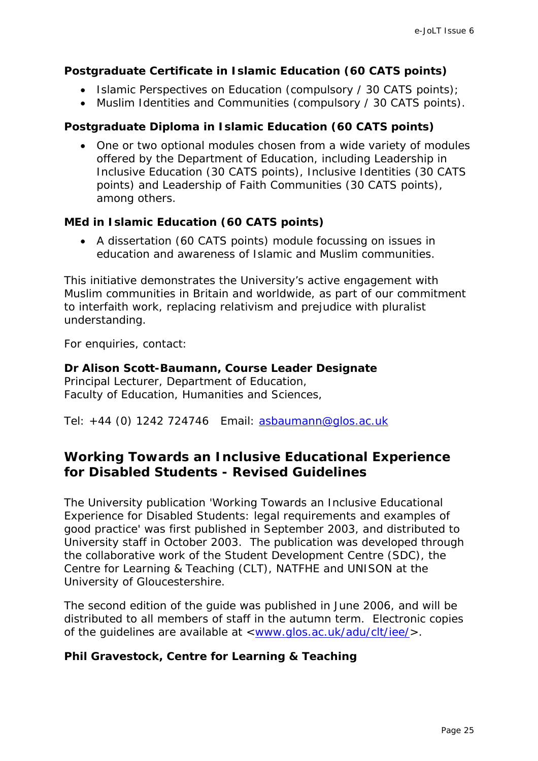**Postgraduate Certificate in Islamic Education (60 CATS points)**

- Islamic Perspectives on Education (compulsory / 30 CATS points);
- Muslim Identities and Communities (compulsory / 30 CATS points).

**Postgraduate Diploma in Islamic Education (60 CATS points)**

- One or two optional modules chosen from a wide variety of modules offered by the Department of Education, including Leadership in Inclusive Education (30 CATS points), Inclusive Identities (30 CATS points) and Leadership of Faith Communities (30 CATS points), among others.

**MEd in Islamic Education (60 CATS points)**

- A dissertation (60 CATS points) module focussing on issues in education and awareness of Islamic and Muslim communities.

This initiative demonstrates the University's active engagement with Muslim communities in Britain and worldwide, as part of our commitment to interfaith work, replacing relativism and prejudice with pluralist understanding.

For enquiries, contact:

**Dr Alison Scott-Baumann, Course Leader Designate**
Principal Lecturer, Department of Education,
Faculty of Education, Humanities and Sciences,

Tel: +44 (0) 1242 724746 Email: asbaumann@glos.ac.uk

## Working Towards an Inclusive Educational Experience for Disabled Students - Revised Guidelines

The University publication 'Working Towards an Inclusive Educational Experience for Disabled Students: legal requirements and examples of good practice' was first published in September 2003, and distributed to University staff in October 2003. The publication was developed through the collaborative work of the Student Development Centre (SDC), the Centre for Learning & Teaching (CLT), NATFHE and UNISON at the University of Gloucestershire.

The second edition of the guide was published in June 2006, and will be distributed to all members of staff in the autumn term. Electronic copies of the guidelines are available at <www.glos.ac.uk/adu/clt/iee/>.

**Phil Gravestock, Centre for Learning & Teaching**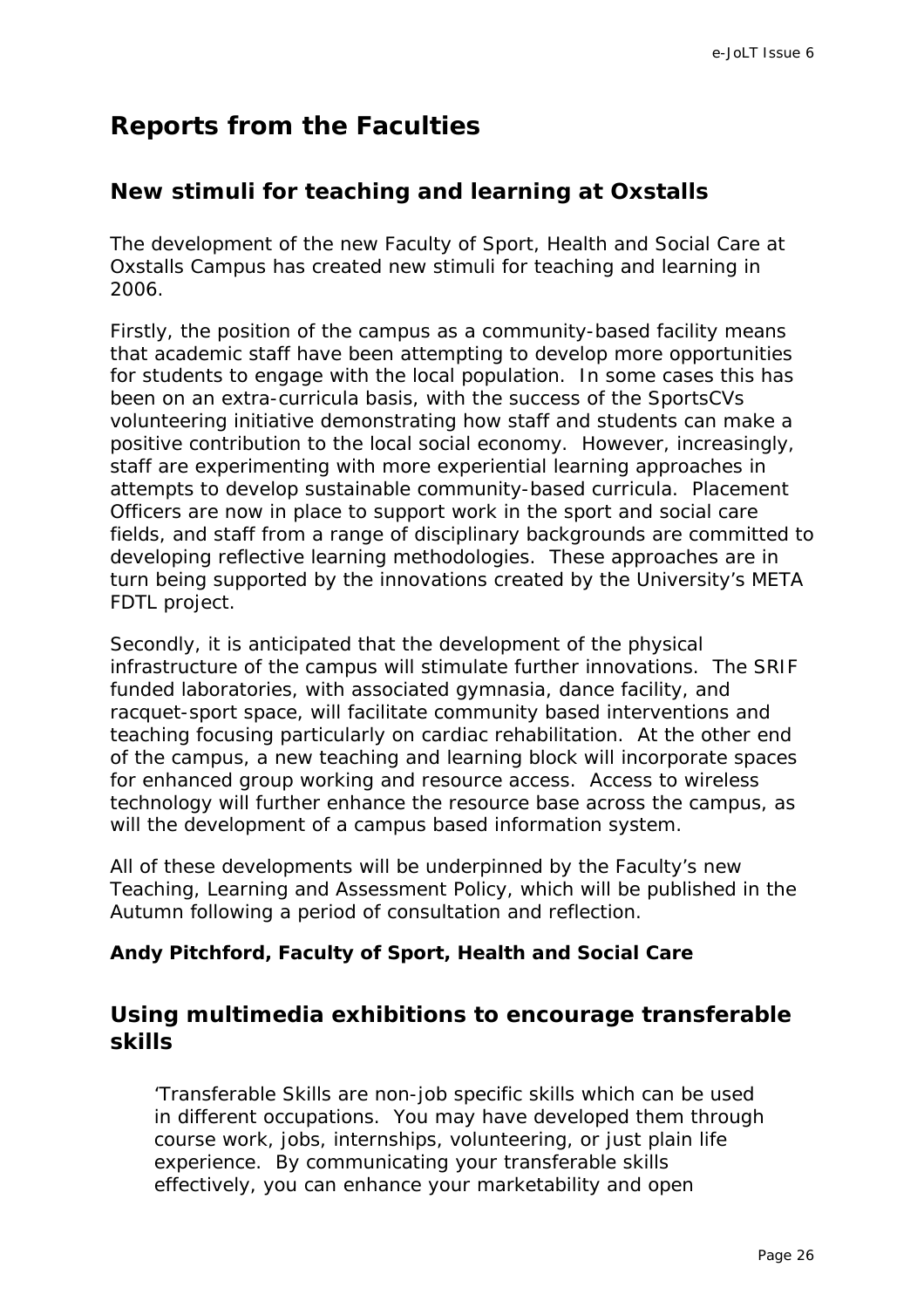# Reports from the Faculties

## New stimuli for teaching and learning at Oxstalls

The development of the new Faculty of Sport, Health and Social Care at Oxstalls Campus has created new stimuli for teaching and learning in 2006.

Firstly, the position of the campus as a community-based facility means that academic staff have been attempting to develop more opportunities for students to engage with the local population. In some cases this has been on an extra-curricula basis, with the success of the SportsCVs volunteering initiative demonstrating how staff and students can make a positive contribution to the local social economy. However, increasingly, staff are experimenting with more experiential learning approaches in attempts to develop sustainable community-based curricula. Placement Officers are now in place to support work in the sport and social care fields, and staff from a range of disciplinary backgrounds are committed to developing reflective learning methodologies. These approaches are in turn being supported by the innovations created by the University's META FDTL project.

Secondly, it is anticipated that the development of the physical infrastructure of the campus will stimulate further innovations. The SRIF funded laboratories, with associated gymnasia, dance facility, and racquet-sport space, will facilitate community based interventions and teaching focusing particularly on cardiac rehabilitation. At the other end of the campus, a new teaching and learning block will incorporate spaces for enhanced group working and resource access. Access to wireless technology will further enhance the resource base across the campus, as will the development of a campus based information system.

All of these developments will be underpinned by the Faculty's new Teaching, Learning and Assessment Policy, which will be published in the Autumn following a period of consultation and reflection.

**Andy Pitchford, Faculty of Sport, Health and Social Care**

## Using multimedia exhibitions to encourage transferable skills

> 'Transferable Skills are non-job specific skills which can be used in different occupations. You may have developed them through course work, jobs, internships, volunteering, or just plain life experience. By communicating your transferable skills effectively, you can enhance your marketability and open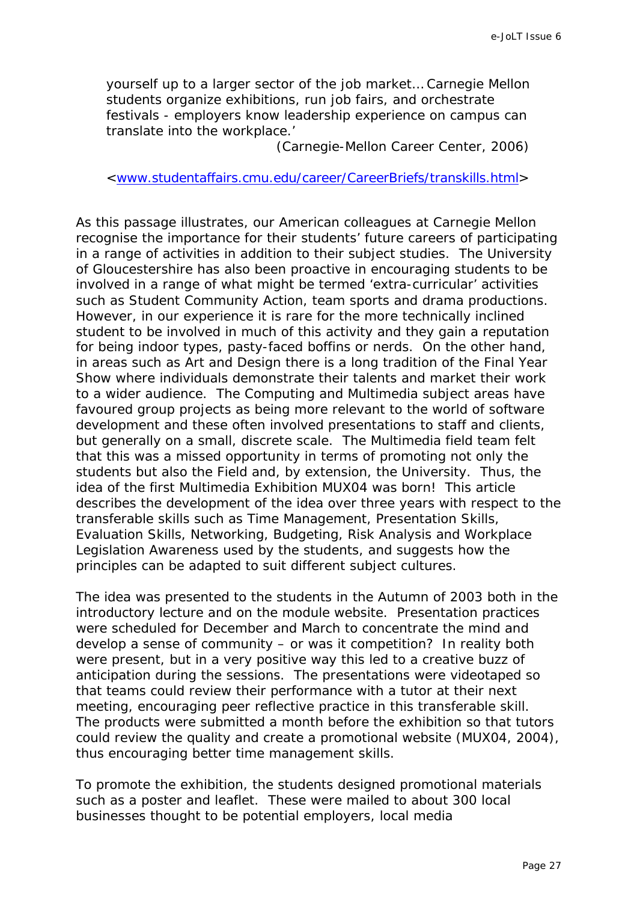> yourself up to a larger sector of the job market… Carnegie Mellon students organize exhibitions, run job fairs, and orchestrate festivals - employers know leadership experience on campus can translate into the workplace.'
>
> (Carnegie-Mellon Career Center, 2006)
>
> <www.studentaffairs.cmu.edu/career/CareerBriefs/transkills.html>

As this passage illustrates, our American colleagues at Carnegie Mellon recognise the importance for their students' future careers of participating in a range of activities in addition to their subject studies. The University of Gloucestershire has also been proactive in encouraging students to be involved in a range of what might be termed 'extra-curricular' activities such as Student Community Action, team sports and drama productions. However, in our experience it is rare for the more technically inclined student to be involved in much of this activity and they gain a reputation for being indoor types, pasty-faced boffins or nerds. On the other hand, in areas such as Art and Design there is a long tradition of the Final Year Show where individuals demonstrate their talents and market their work to a wider audience. The Computing and Multimedia subject areas have favoured group projects as being more relevant to the world of software development and these often involved presentations to staff and clients, but generally on a small, discrete scale. The Multimedia field team felt that this was a missed opportunity in terms of promoting not only the students but also the Field and, by extension, the University. Thus, the idea of the first Multimedia Exhibition MUX04 was born! This article describes the development of the idea over three years with respect to the transferable skills such as Time Management, Presentation Skills, Evaluation Skills, Networking, Budgeting, Risk Analysis and Workplace Legislation Awareness used by the students, and suggests how the principles can be adapted to suit different subject cultures.

The idea was presented to the students in the Autumn of 2003 both in the introductory lecture and on the module website. Presentation practices were scheduled for December and March to concentrate the mind and develop a sense of community – or was it competition? In reality both were present, but in a very positive way this led to a creative buzz of anticipation during the sessions. The presentations were videotaped so that teams could review their performance with a tutor at their next meeting, encouraging peer reflective practice in this transferable skill. The products were submitted a month before the exhibition so that tutors could review the quality and create a promotional website (MUX04, 2004), thus encouraging better time management skills.

To promote the exhibition, the students designed promotional materials such as a poster and leaflet. These were mailed to about 300 local businesses thought to be potential employers, local media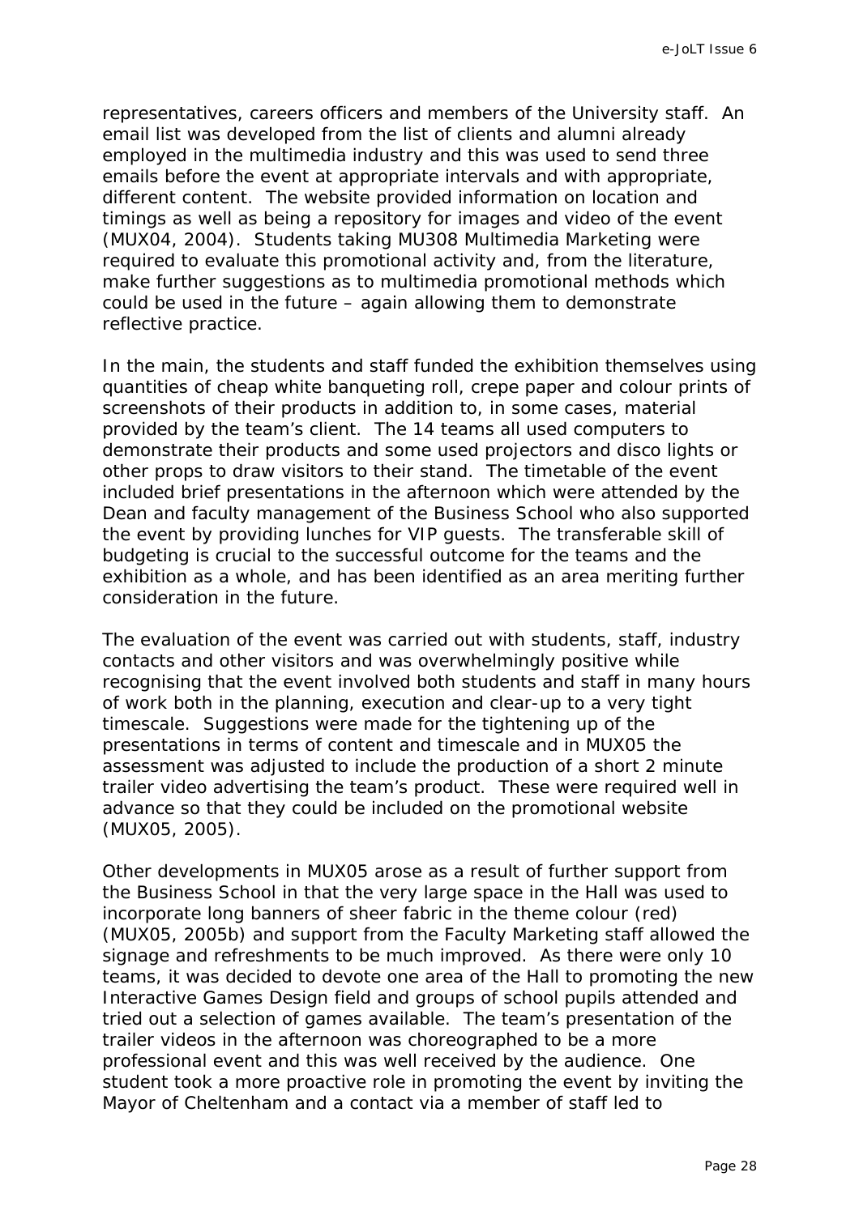representatives, careers officers and members of the University staff. An email list was developed from the list of clients and alumni already employed in the multimedia industry and this was used to send three emails before the event at appropriate intervals and with appropriate, different content. The website provided information on location and timings as well as being a repository for images and video of the event (MUX04, 2004). Students taking MU308 Multimedia Marketing were required to evaluate this promotional activity and, from the literature, make further suggestions as to multimedia promotional methods which could be used in the future – again allowing them to demonstrate reflective practice.

In the main, the students and staff funded the exhibition themselves using quantities of cheap white banqueting roll, crepe paper and colour prints of screenshots of their products in addition to, in some cases, material provided by the team's client. The 14 teams all used computers to demonstrate their products and some used projectors and disco lights or other props to draw visitors to their stand. The timetable of the event included brief presentations in the afternoon which were attended by the Dean and faculty management of the Business School who also supported the event by providing lunches for VIP guests. The transferable skill of budgeting is crucial to the successful outcome for the teams and the exhibition as a whole, and has been identified as an area meriting further consideration in the future.

The evaluation of the event was carried out with students, staff, industry contacts and other visitors and was overwhelmingly positive while recognising that the event involved both students and staff in many hours of work both in the planning, execution and clear-up to a very tight timescale. Suggestions were made for the tightening up of the presentations in terms of content and timescale and in MUX05 the assessment was adjusted to include the production of a short 2 minute trailer video advertising the team's product. These were required well in advance so that they could be included on the promotional website (MUX05, 2005).

Other developments in MUX05 arose as a result of further support from the Business School in that the very large space in the Hall was used to incorporate long banners of sheer fabric in the theme colour (red) (MUX05, 2005b) and support from the Faculty Marketing staff allowed the signage and refreshments to be much improved. As there were only 10 teams, it was decided to devote one area of the Hall to promoting the new Interactive Games Design field and groups of school pupils attended and tried out a selection of games available. The team's presentation of the trailer videos in the afternoon was choreographed to be a more professional event and this was well received by the audience. One student took a more proactive role in promoting the event by inviting the Mayor of Cheltenham and a contact via a member of staff led to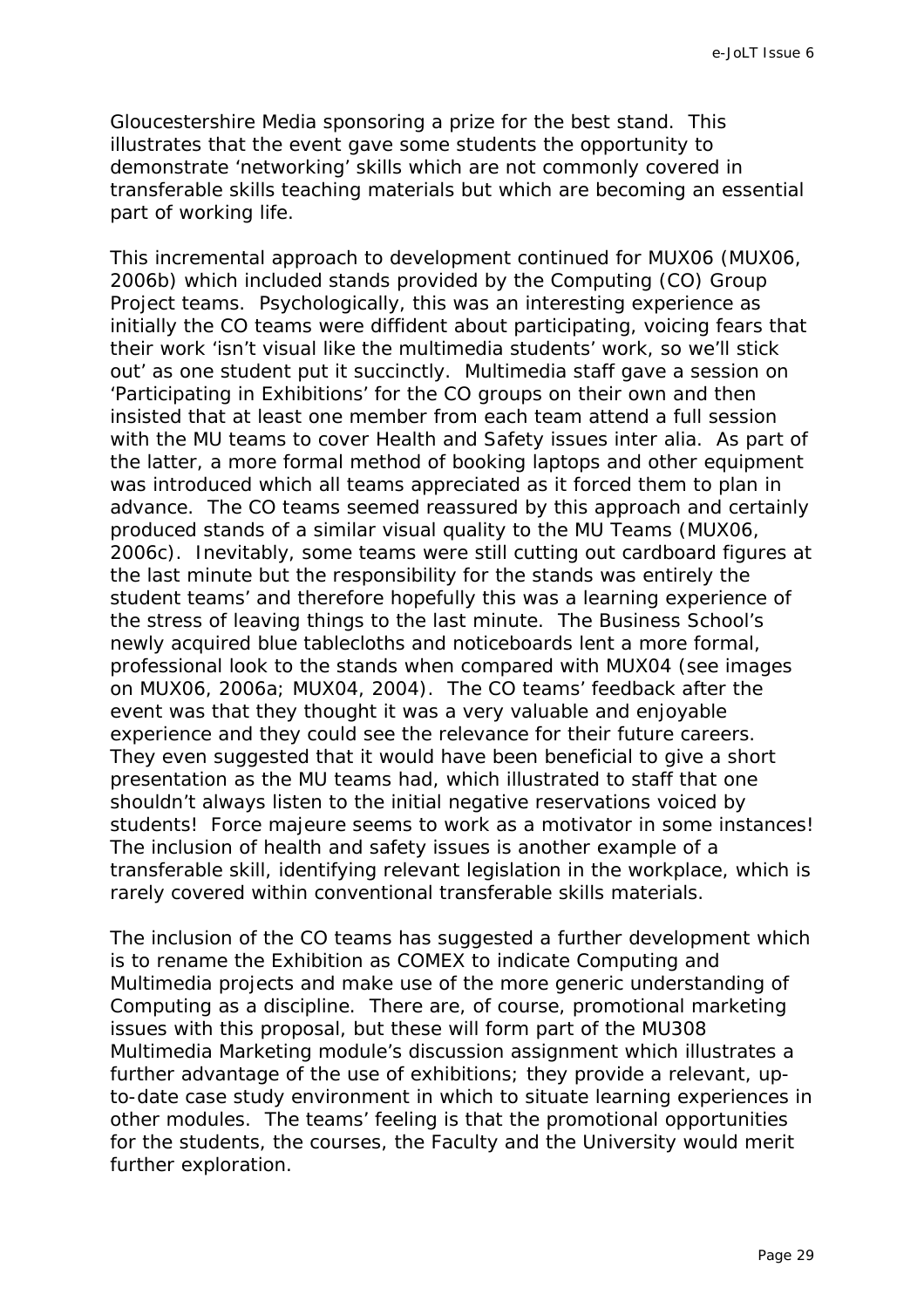Gloucestershire Media sponsoring a prize for the best stand. This illustrates that the event gave some students the opportunity to demonstrate 'networking' skills which are not commonly covered in transferable skills teaching materials but which are becoming an essential part of working life.

This incremental approach to development continued for MUX06 (MUX06, 2006b) which included stands provided by the Computing (CO) Group Project teams. Psychologically, this was an interesting experience as initially the CO teams were diffident about participating, voicing fears that their work 'isn't visual like the multimedia students' work, so we'll stick out' as one student put it succinctly. Multimedia staff gave a session on 'Participating in Exhibitions' for the CO groups on their own and then insisted that at least one member from each team attend a full session with the MU teams to cover Health and Safety issues inter alia. As part of the latter, a more formal method of booking laptops and other equipment was introduced which all teams appreciated as it forced them to plan in advance. The CO teams seemed reassured by this approach and certainly produced stands of a similar visual quality to the MU Teams (MUX06, 2006c). Inevitably, some teams were still cutting out cardboard figures at the last minute but the responsibility for the stands was entirely the student teams' and therefore hopefully this was a learning experience of the stress of leaving things to the last minute. The Business School's newly acquired blue tablecloths and noticeboards lent a more formal, professional look to the stands when compared with MUX04 (see images on MUX06, 2006a; MUX04, 2004). The CO teams' feedback after the event was that they thought it was a very valuable and enjoyable experience and they could see the relevance for their future careers. They even suggested that it would have been beneficial to give a short presentation as the MU teams had, which illustrated to staff that one shouldn't always listen to the initial negative reservations voiced by students! Force majeure seems to work as a motivator in some instances! The inclusion of health and safety issues is another example of a transferable skill, identifying relevant legislation in the workplace, which is rarely covered within conventional transferable skills materials.

The inclusion of the CO teams has suggested a further development which is to rename the Exhibition as COMEX to indicate Computing and Multimedia projects and make use of the more generic understanding of Computing as a discipline. There are, of course, promotional marketing issues with this proposal, but these will form part of the MU308 Multimedia Marketing module's discussion assignment which illustrates a further advantage of the use of exhibitions; they provide a relevant, up-to-date case study environment in which to situate learning experiences in other modules. The teams' feeling is that the promotional opportunities for the students, the courses, the Faculty and the University would merit further exploration.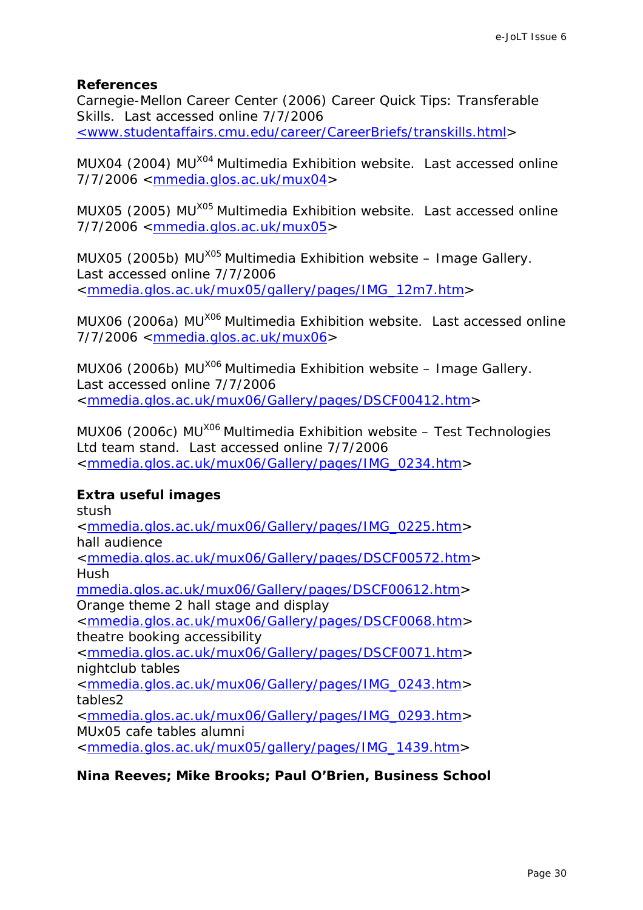**References**

Carnegie-Mellon Career Center (2006) Career Quick Tips: Transferable Skills. Last accessed online 7/7/2006 <www.studentaffairs.cmu.edu/career/CareerBriefs/transkills.html>

MUX04 (2004) MU$^{X04}$ Multimedia Exhibition website. Last accessed online 7/7/2006 <mmedia.glos.ac.uk/mux04>

MUX05 (2005) MU$^{X05}$ Multimedia Exhibition website. Last accessed online 7/7/2006 <mmedia.glos.ac.uk/mux05>

MUX05 (2005b) MU$^{X05}$ Multimedia Exhibition website – Image Gallery. Last accessed online 7/7/2006 <mmedia.glos.ac.uk/mux05/gallery/pages/IMG_12m7.htm>

MUX06 (2006a) MU$^{X06}$ Multimedia Exhibition website. Last accessed online 7/7/2006 <mmedia.glos.ac.uk/mux06>

MUX06 (2006b) MU$^{X06}$ Multimedia Exhibition website – Image Gallery. Last accessed online 7/7/2006 <mmedia.glos.ac.uk/mux06/Gallery/pages/DSCF00412.htm>

MUX06 (2006c) MU$^{X06}$ Multimedia Exhibition website – Test Technologies Ltd team stand. Last accessed online 7/7/2006 <mmedia.glos.ac.uk/mux06/Gallery/pages/IMG_0234.htm>

**Extra useful images**

stush
<mmedia.glos.ac.uk/mux06/Gallery/pages/IMG_0225.htm>
hall audience
<mmedia.glos.ac.uk/mux06/Gallery/pages/DSCF00572.htm>
Hush
mmedia.glos.ac.uk/mux06/Gallery/pages/DSCF00612.htm>
Orange theme 2 hall stage and display
<mmedia.glos.ac.uk/mux06/Gallery/pages/DSCF0068.htm>
theatre booking accessibility
<mmedia.glos.ac.uk/mux06/Gallery/pages/DSCF0071.htm>
nightclub tables
<mmedia.glos.ac.uk/mux06/Gallery/pages/IMG_0243.htm>
tables2
<mmedia.glos.ac.uk/mux06/Gallery/pages/IMG_0293.htm>
MUx05 cafe tables alumni
<mmedia.glos.ac.uk/mux05/gallery/pages/IMG_1439.htm>

**Nina Reeves; Mike Brooks; Paul O'Brien, Business School**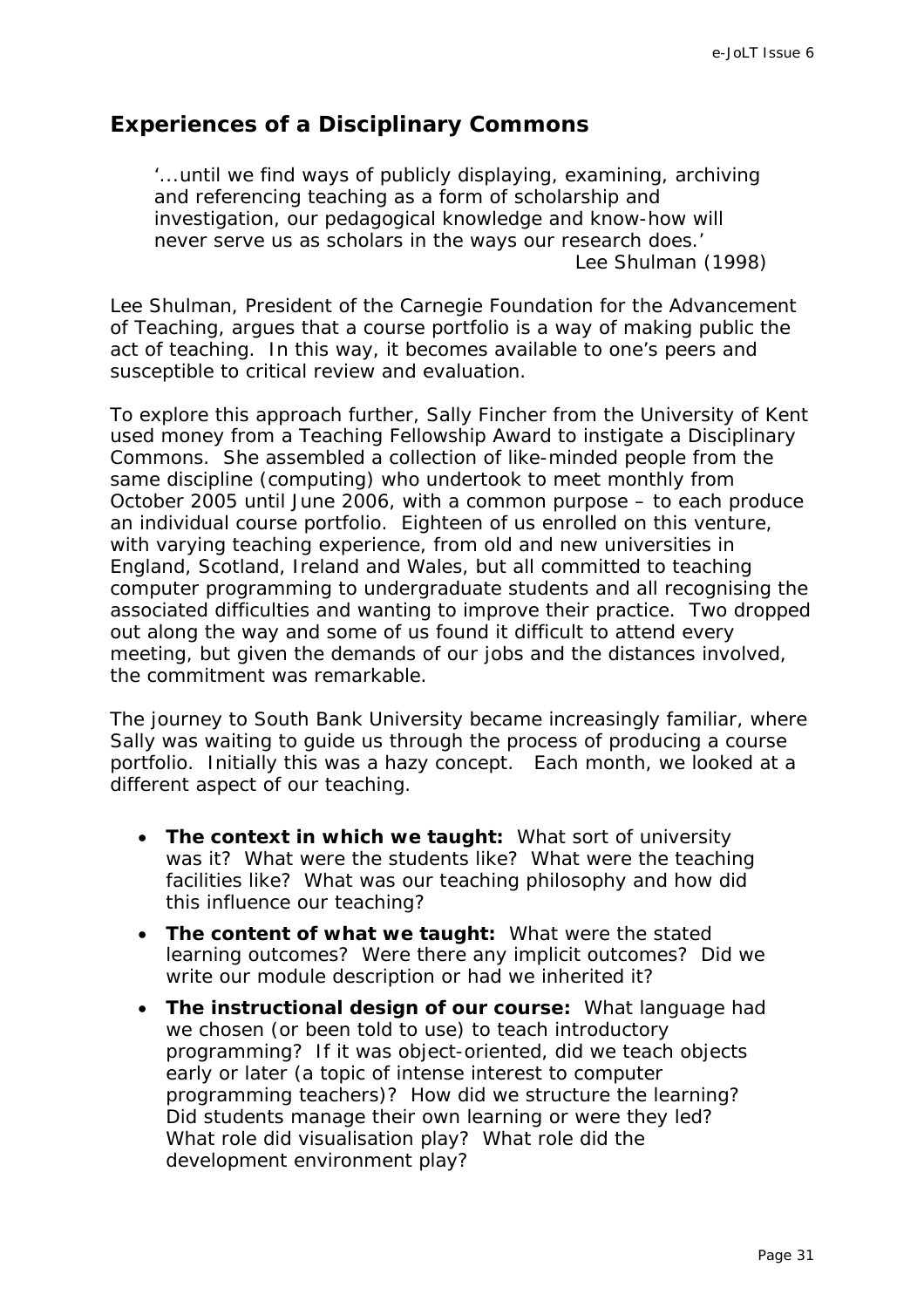## Experiences of a Disciplinary Commons

> '...until we find ways of publicly displaying, examining, archiving and referencing teaching as a form of scholarship and investigation, our pedagogical knowledge and know-how will never serve us as scholars in the ways our research does.'
>
> Lee Shulman (1998)

Lee Shulman, President of the Carnegie Foundation for the Advancement of Teaching, argues that a course portfolio is a way of making public the act of teaching. In this way, it becomes available to one's peers and susceptible to critical review and evaluation.

To explore this approach further, Sally Fincher from the University of Kent used money from a Teaching Fellowship Award to instigate a Disciplinary Commons. She assembled a collection of like-minded people from the same discipline (computing) who undertook to meet monthly from October 2005 until June 2006, with a common purpose – to each produce an individual course portfolio. Eighteen of us enrolled on this venture, with varying teaching experience, from old and new universities in England, Scotland, Ireland and Wales, but all committed to teaching computer programming to undergraduate students and all recognising the associated difficulties and wanting to improve their practice. Two dropped out along the way and some of us found it difficult to attend every meeting, but given the demands of our jobs and the distances involved, the commitment was remarkable.

The journey to South Bank University became increasingly familiar, where Sally was waiting to guide us through the process of producing a course portfolio. Initially this was a hazy concept. Each month, we looked at a different aspect of our teaching.

- **The context in which we taught:** What sort of university was it? What were the students like? What were the teaching facilities like? What was our teaching philosophy and how did this influence our teaching?
- **The content of what we taught:** What were the stated learning outcomes? Were there any implicit outcomes? Did we write our module description or had we inherited it?
- **The instructional design of our course:** What language had we chosen (or been told to use) to teach introductory programming? If it was object-oriented, did we teach objects early or later (a topic of intense interest to computer programming teachers)? How did we structure the learning? Did students manage their own learning or were they led? What role did visualisation play? What role did the development environment play?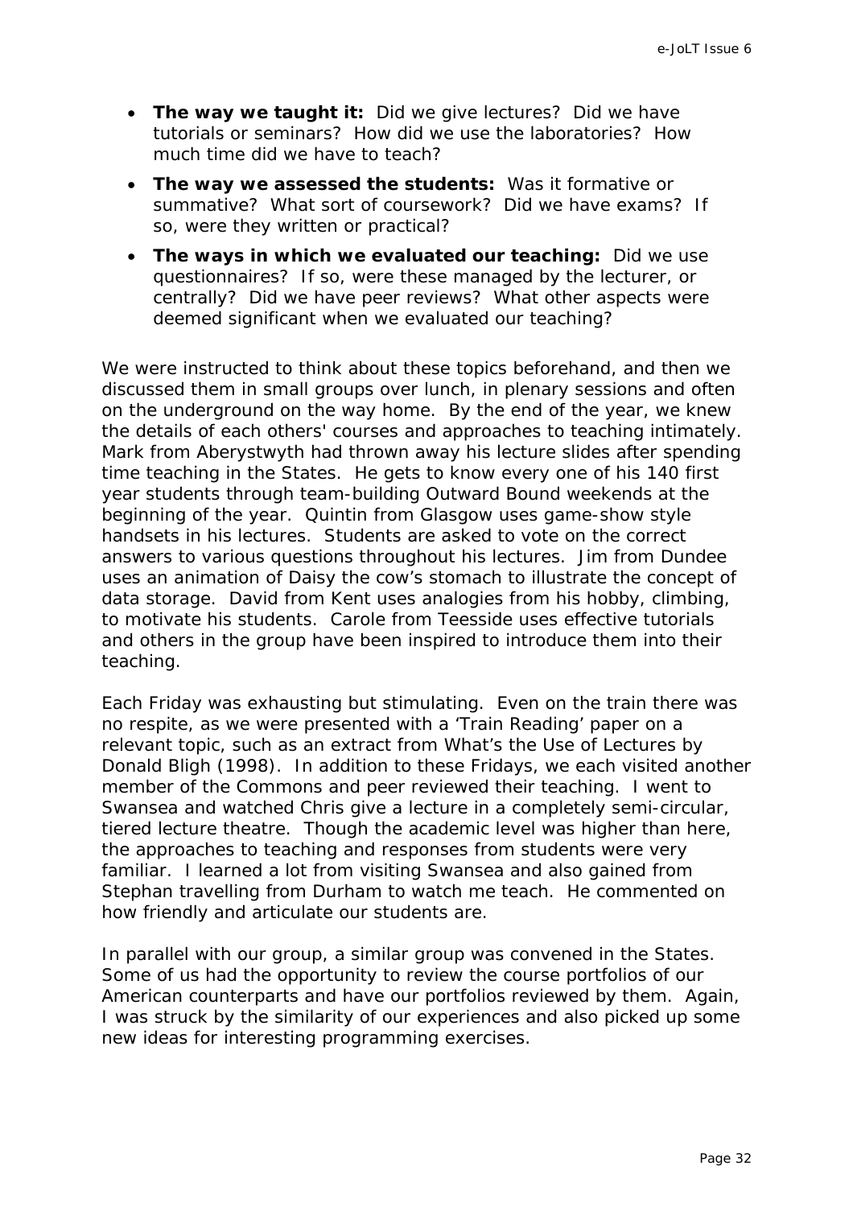- **The way we taught it:** Did we give lectures? Did we have tutorials or seminars? How did we use the laboratories? How much time did we have to teach?
- **The way we assessed the students:** Was it formative or summative? What sort of coursework? Did we have exams? If so, were they written or practical?
- **The ways in which we evaluated our teaching:** Did we use questionnaires? If so, were these managed by the lecturer, or centrally? Did we have peer reviews? What other aspects were deemed significant when we evaluated our teaching?

We were instructed to think about these topics beforehand, and then we discussed them in small groups over lunch, in plenary sessions and often on the underground on the way home. By the end of the year, we knew the details of each others' courses and approaches to teaching intimately. Mark from Aberystwyth had thrown away his lecture slides after spending time teaching in the States. He gets to know every one of his 140 first year students through team-building Outward Bound weekends at the beginning of the year. Quintin from Glasgow uses game-show style handsets in his lectures. Students are asked to vote on the correct answers to various questions throughout his lectures. Jim from Dundee uses an animation of Daisy the cow's stomach to illustrate the concept of data storage. David from Kent uses analogies from his hobby, climbing, to motivate his students. Carole from Teesside uses effective tutorials and others in the group have been inspired to introduce them into their teaching.

Each Friday was exhausting but stimulating. Even on the train there was no respite, as we were presented with a 'Train Reading' paper on a relevant topic, such as an extract from What's the Use of Lectures by Donald Bligh (1998). In addition to these Fridays, we each visited another member of the Commons and peer reviewed their teaching. I went to Swansea and watched Chris give a lecture in a completely semi-circular, tiered lecture theatre. Though the academic level was higher than here, the approaches to teaching and responses from students were very familiar. I learned a lot from visiting Swansea and also gained from Stephan travelling from Durham to watch me teach. He commented on how friendly and articulate our students are.

In parallel with our group, a similar group was convened in the States. Some of us had the opportunity to review the course portfolios of our American counterparts and have our portfolios reviewed by them. Again, I was struck by the similarity of our experiences and also picked up some new ideas for interesting programming exercises.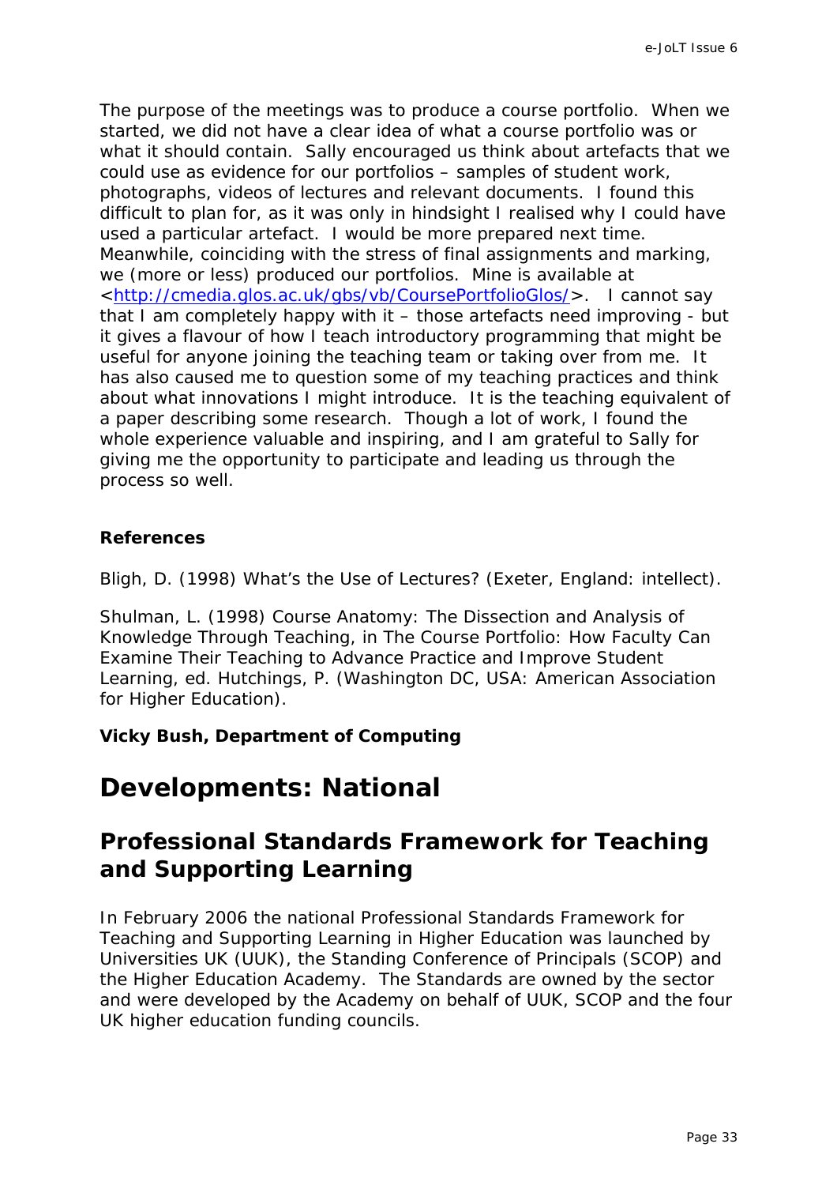The purpose of the meetings was to produce a course portfolio. When we started, we did not have a clear idea of what a course portfolio was or what it should contain. Sally encouraged us think about artefacts that we could use as evidence for our portfolios – samples of student work, photographs, videos of lectures and relevant documents. I found this difficult to plan for, as it was only in hindsight I realised why I could have used a particular artefact. I would be more prepared next time. Meanwhile, coinciding with the stress of final assignments and marking, we (more or less) produced our portfolios. Mine is available at <http://cmedia.glos.ac.uk/gbs/vb/CoursePortfolioGlos/>. I cannot say that I am completely happy with it – those artefacts need improving - but it gives a flavour of how I teach introductory programming that might be useful for anyone joining the teaching team or taking over from me. It has also caused me to question some of my teaching practices and think about what innovations I might introduce. It is the teaching equivalent of a paper describing some research. Though a lot of work, I found the whole experience valuable and inspiring, and I am grateful to Sally for giving me the opportunity to participate and leading us through the process so well.

**References**

Bligh, D. (1998) What's the Use of Lectures? (Exeter, England: intellect).

Shulman, L. (1998) Course Anatomy: The Dissection and Analysis of Knowledge Through Teaching, in The Course Portfolio: How Faculty Can Examine Their Teaching to Advance Practice and Improve Student Learning, ed. Hutchings, P. (Washington DC, USA: American Association for Higher Education).

**Vicky Bush, Department of Computing**

# Developments: National

## Professional Standards Framework for Teaching and Supporting Learning

In February 2006 the national Professional Standards Framework for Teaching and Supporting Learning in Higher Education was launched by Universities UK (UUK), the Standing Conference of Principals (SCOP) and the Higher Education Academy. The Standards are owned by the sector and were developed by the Academy on behalf of UUK, SCOP and the four UK higher education funding councils.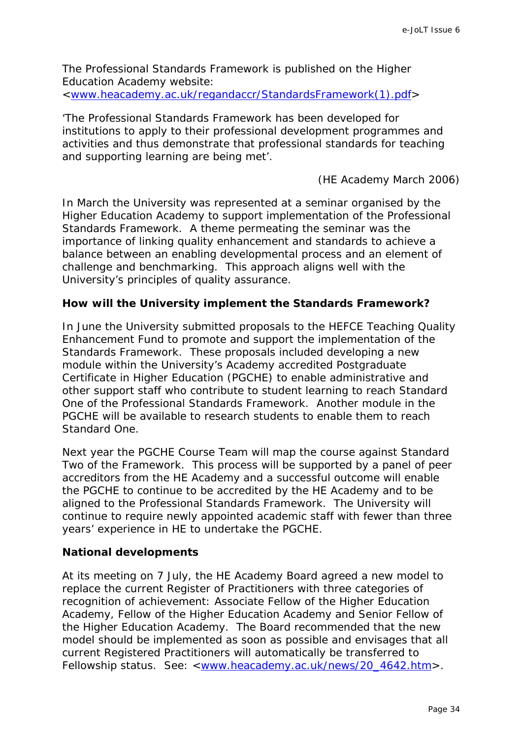The Professional Standards Framework is published on the Higher Education Academy website: <www.heacademy.ac.uk/regandaccr/StandardsFramework(1).pdf>

'The Professional Standards Framework has been developed for institutions to apply to their professional development programmes and activities and thus demonstrate that professional standards for teaching and supporting learning are being met'.

(HE Academy March 2006)

In March the University was represented at a seminar organised by the Higher Education Academy to support implementation of the Professional Standards Framework. A theme permeating the seminar was the importance of linking quality enhancement and standards to achieve a balance between an enabling developmental process and an element of challenge and benchmarking. This approach aligns well with the University's principles of quality assurance.

**How will the University implement the Standards Framework?**

In June the University submitted proposals to the HEFCE Teaching Quality Enhancement Fund to promote and support the implementation of the Standards Framework. These proposals included developing a new module within the University's Academy accredited Postgraduate Certificate in Higher Education (PGCHE) to enable administrative and other support staff who contribute to student learning to reach Standard One of the Professional Standards Framework. Another module in the PGCHE will be available to research students to enable them to reach Standard One.

Next year the PGCHE Course Team will map the course against Standard Two of the Framework. This process will be supported by a panel of peer accreditors from the HE Academy and a successful outcome will enable the PGCHE to continue to be accredited by the HE Academy and to be aligned to the Professional Standards Framework. The University will continue to require newly appointed academic staff with fewer than three years' experience in HE to undertake the PGCHE.

**National developments**

At its meeting on 7 July, the HE Academy Board agreed a new model to replace the current Register of Practitioners with three categories of recognition of achievement: Associate Fellow of the Higher Education Academy, Fellow of the Higher Education Academy and Senior Fellow of the Higher Education Academy. The Board recommended that the new model should be implemented as soon as possible and envisages that all current Registered Practitioners will automatically be transferred to Fellowship status. See: <www.heacademy.ac.uk/news/20_4642.htm>.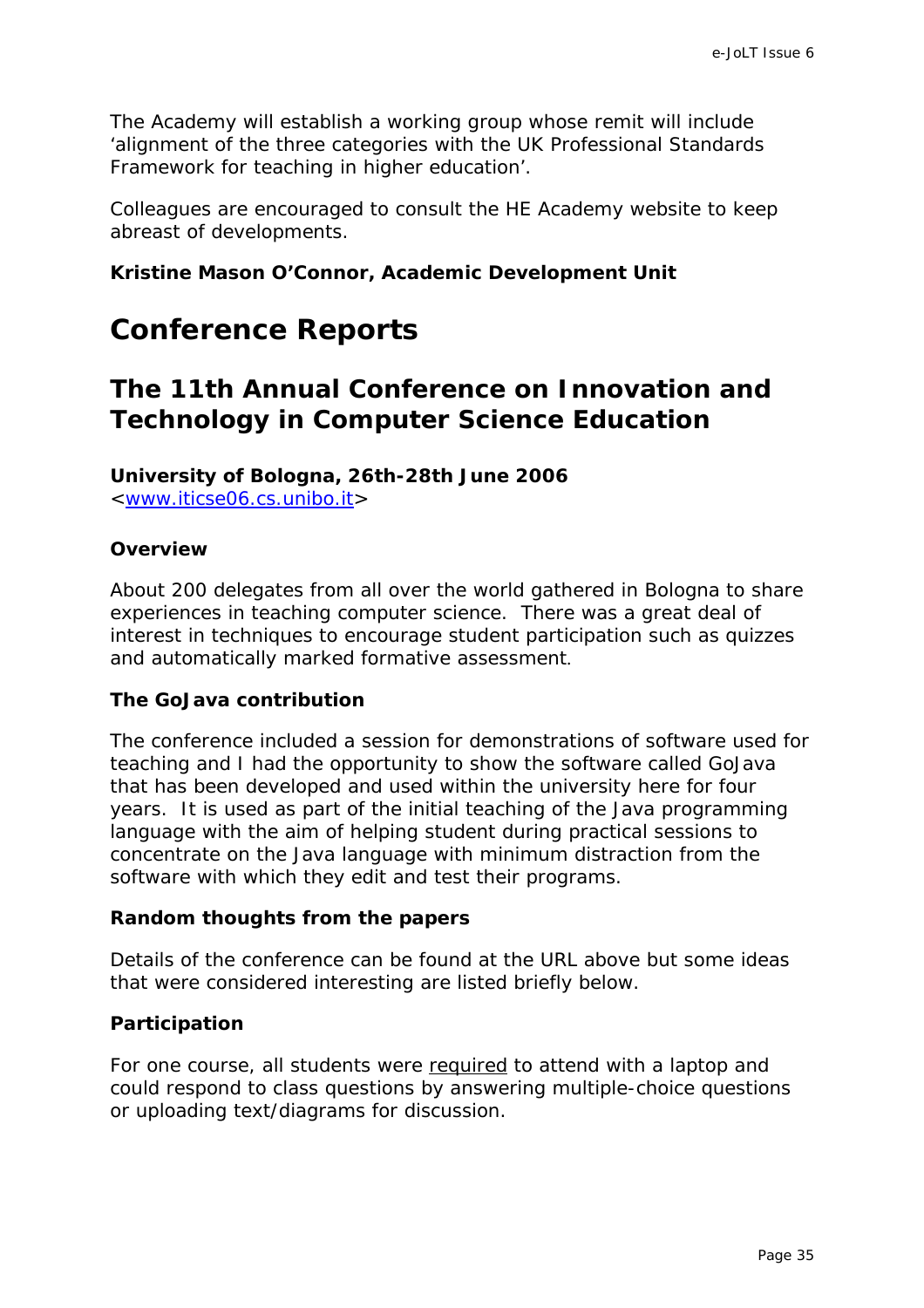The Academy will establish a working group whose remit will include 'alignment of the three categories with the UK Professional Standards Framework for teaching in higher education'.

Colleagues are encouraged to consult the HE Academy website to keep abreast of developments.

**Kristine Mason O'Connor, Academic Development Unit**

# Conference Reports

## The 11th Annual Conference on Innovation and Technology in Computer Science Education

**University of Bologna, 26th-28th June 2006**
<[www.iticse06.cs.unibo.it](www.iticse06.cs.unibo.it)>

### Overview

About 200 delegates from all over the world gathered in Bologna to share experiences in teaching computer science. There was a great deal of interest in techniques to encourage student participation such as quizzes and automatically marked formative assessment.

### The GoJava contribution

The conference included a session for demonstrations of software used for teaching and I had the opportunity to show the software called GoJava that has been developed and used within the university here for four years. It is used as part of the initial teaching of the Java programming language with the aim of helping student during practical sessions to concentrate on the Java language with minimum distraction from the software with which they edit and test their programs.

### Random thoughts from the papers

Details of the conference can be found at the URL above but some ideas that were considered interesting are listed briefly below.

### Participation

For one course, all students were <u>required</u> to attend with a laptop and could respond to class questions by answering multiple-choice questions or uploading text/diagrams for discussion.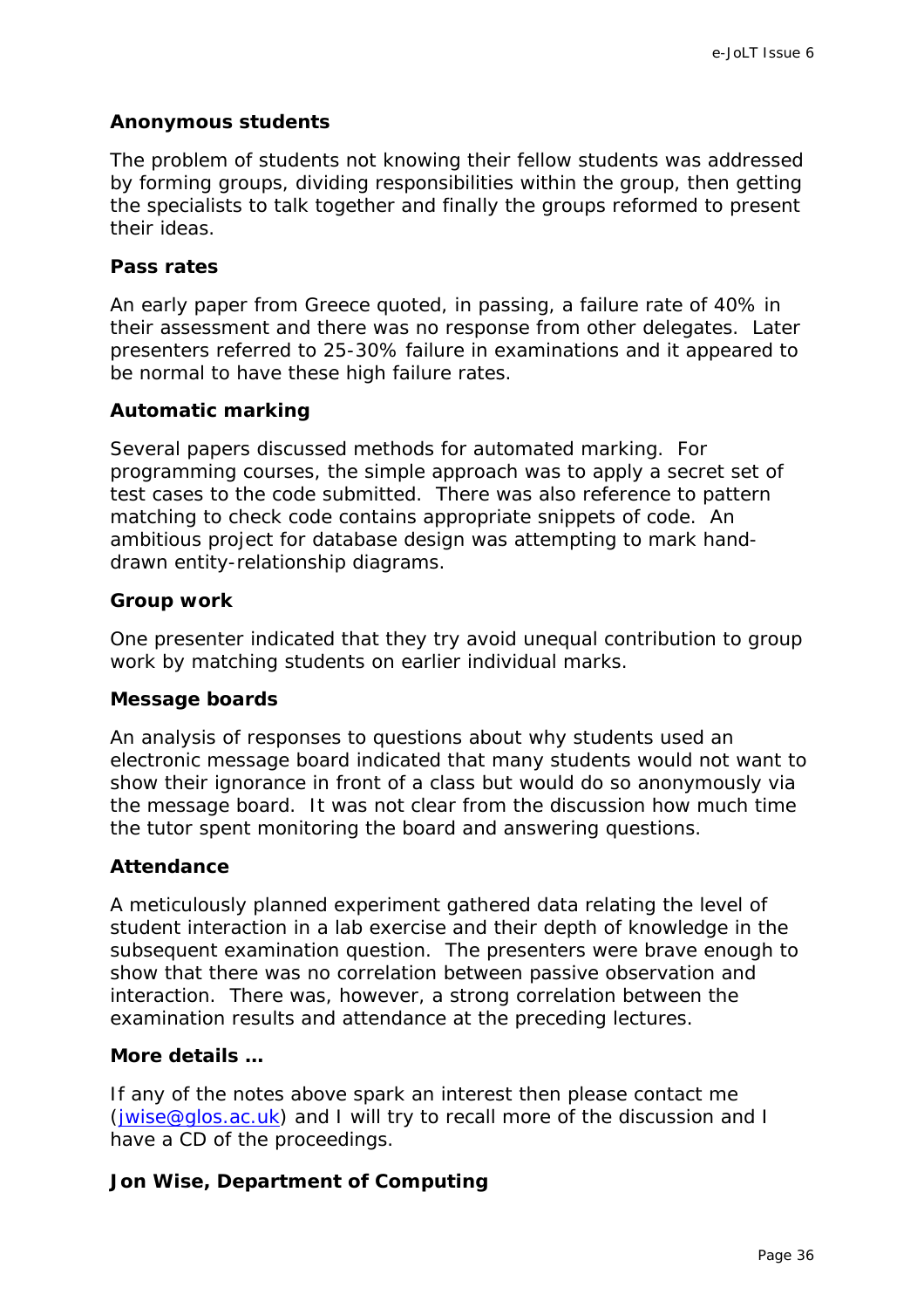**Anonymous students**

The problem of students not knowing their fellow students was addressed by forming groups, dividing responsibilities within the group, then getting the specialists to talk together and finally the groups reformed to present their ideas.

**Pass rates**

An early paper from Greece quoted, in passing, a failure rate of 40% in their assessment and there was no response from other delegates. Later presenters referred to 25-30% failure in examinations and it appeared to be normal to have these high failure rates.

**Automatic marking**

Several papers discussed methods for automated marking. For programming courses, the simple approach was to apply a secret set of test cases to the code submitted. There was also reference to pattern matching to check code contains appropriate snippets of code. An ambitious project for database design was attempting to mark hand-drawn entity-relationship diagrams.

**Group work**

One presenter indicated that they try avoid unequal contribution to group work by matching students on earlier individual marks.

**Message boards**

An analysis of responses to questions about why students used an electronic message board indicated that many students would not want to show their ignorance in front of a class but would do so anonymously via the message board. It was not clear from the discussion how much time the tutor spent monitoring the board and answering questions.

**Attendance**

A meticulously planned experiment gathered data relating the level of student interaction in a lab exercise and their depth of knowledge in the subsequent examination question. The presenters were brave enough to show that there was no correlation between passive observation and interaction. There was, however, a strong correlation between the examination results and attendance at the preceding lectures.

**More details …**

If any of the notes above spark an interest then please contact me (jwise@glos.ac.uk) and I will try to recall more of the discussion and I have a CD of the proceedings.

**Jon Wise, Department of Computing**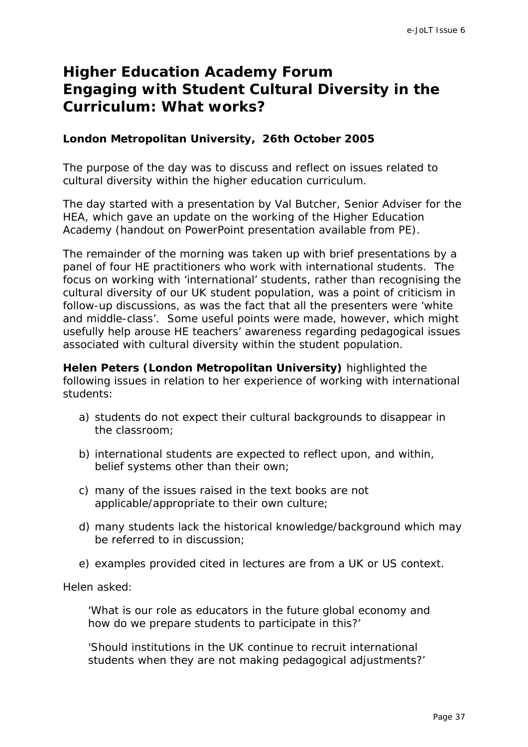# Higher Education Academy Forum
# Engaging with Student Cultural Diversity in the Curriculum: What works?

**London Metropolitan University, 26th October 2005**

The purpose of the day was to discuss and reflect on issues related to cultural diversity within the higher education curriculum.

The day started with a presentation by Val Butcher, Senior Adviser for the HEA, which gave an update on the working of the Higher Education Academy (handout on PowerPoint presentation available from PE).

The remainder of the morning was taken up with brief presentations by a panel of four HE practitioners who work with international students. The focus on working with 'international' students, rather than recognising the cultural diversity of our UK student population, was a point of criticism in follow-up discussions, as was the fact that all the presenters were 'white and middle-class'. Some useful points were made, however, which might usefully help arouse HE teachers' awareness regarding pedagogical issues associated with cultural diversity within the student population.

**Helen Peters (London Metropolitan University)** highlighted the following issues in relation to her experience of working with international students:

a) students do not expect their cultural backgrounds to disappear in the classroom;

b) international students are expected to reflect upon, and within, belief systems other than their own;

c) many of the issues raised in the text books are not applicable/appropriate to their own culture;

d) many students lack the historical knowledge/background which may be referred to in discussion;

e) examples provided cited in lectures are from a UK or US context.

Helen asked:

> 'What is our role as educators in the future global economy and how do we prepare students to participate in this?'
>
> 'Should institutions in the UK continue to recruit international students when they are not making pedagogical adjustments?'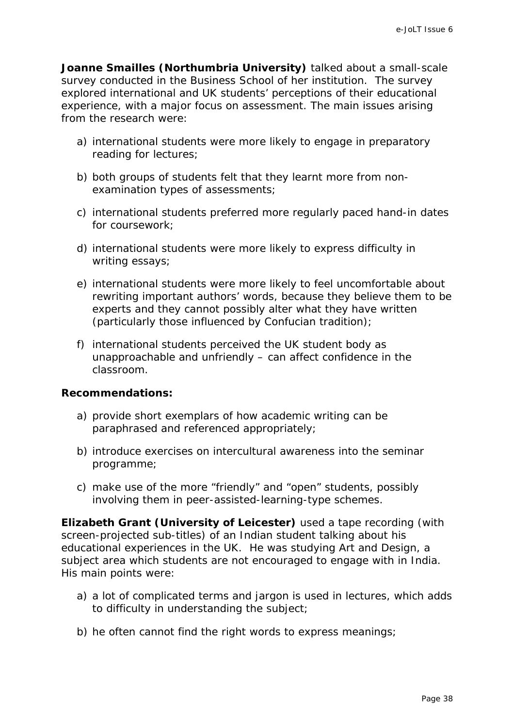**Joanne Smailles (Northumbria University)** talked about a small-scale survey conducted in the Business School of her institution. The survey explored international and UK students' perceptions of their educational experience, with a major focus on assessment. The main issues arising from the research were:

a) international students were more likely to engage in preparatory reading for lectures;

b) both groups of students felt that they learnt more from non-examination types of assessments;

c) international students preferred more regularly paced hand-in dates for coursework;

d) international students were more likely to express difficulty in writing essays;

e) international students were more likely to feel uncomfortable about rewriting important authors' words, because they believe them to be experts and they cannot possibly alter what they have written (particularly those influenced by Confucian tradition);

f) international students perceived the UK student body as unapproachable and unfriendly – can affect confidence in the classroom.

**Recommendations:**

a) provide short exemplars of how academic writing can be paraphrased and referenced appropriately;

b) introduce exercises on intercultural awareness into the seminar programme;

c) make use of the more "friendly" and "open" students, possibly involving them in peer-assisted-learning-type schemes.

**Elizabeth Grant (University of Leicester)** used a tape recording (with screen-projected sub-titles) of an Indian student talking about his educational experiences in the UK. He was studying Art and Design, a subject area which students are not encouraged to engage with in India. His main points were:

a) a lot of complicated terms and jargon is used in lectures, which adds to difficulty in understanding the subject;

b) he often cannot find the right words to express meanings;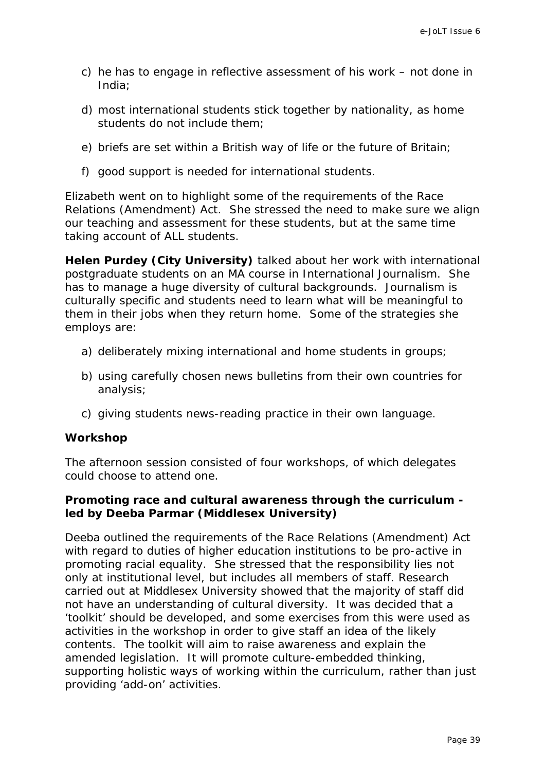c) he has to engage in reflective assessment of his work – not done in India;

d) most international students stick together by nationality, as home students do not include them;

e) briefs are set within a British way of life or the future of Britain;

f) good support is needed for international students.

Elizabeth went on to highlight some of the requirements of the Race Relations (Amendment) Act. She stressed the need to make sure we align our teaching and assessment for these students, but at the same time taking account of ALL students.

**Helen Purdey (City University)** talked about her work with international postgraduate students on an MA course in International Journalism. She has to manage a huge diversity of cultural backgrounds. Journalism is culturally specific and students need to learn what will be meaningful to them in their jobs when they return home. Some of the strategies she employs are:

a) deliberately mixing international and home students in groups;

b) using carefully chosen news bulletins from their own countries for analysis;

c) giving students news-reading practice in their own language.

### Workshop

The afternoon session consisted of four workshops, of which delegates could choose to attend one.

#### Promoting race and cultural awareness through the curriculum - led by Deeba Parmar (Middlesex University)

Deeba outlined the requirements of the Race Relations (Amendment) Act with regard to duties of higher education institutions to be pro-active in promoting racial equality. She stressed that the responsibility lies not only at institutional level, but includes all members of staff. Research carried out at Middlesex University showed that the majority of staff did not have an understanding of cultural diversity. It was decided that a 'toolkit' should be developed, and some exercises from this were used as activities in the workshop in order to give staff an idea of the likely contents. The toolkit will aim to raise awareness and explain the amended legislation. It will promote culture-embedded thinking, supporting holistic ways of working within the curriculum, rather than just providing 'add-on' activities.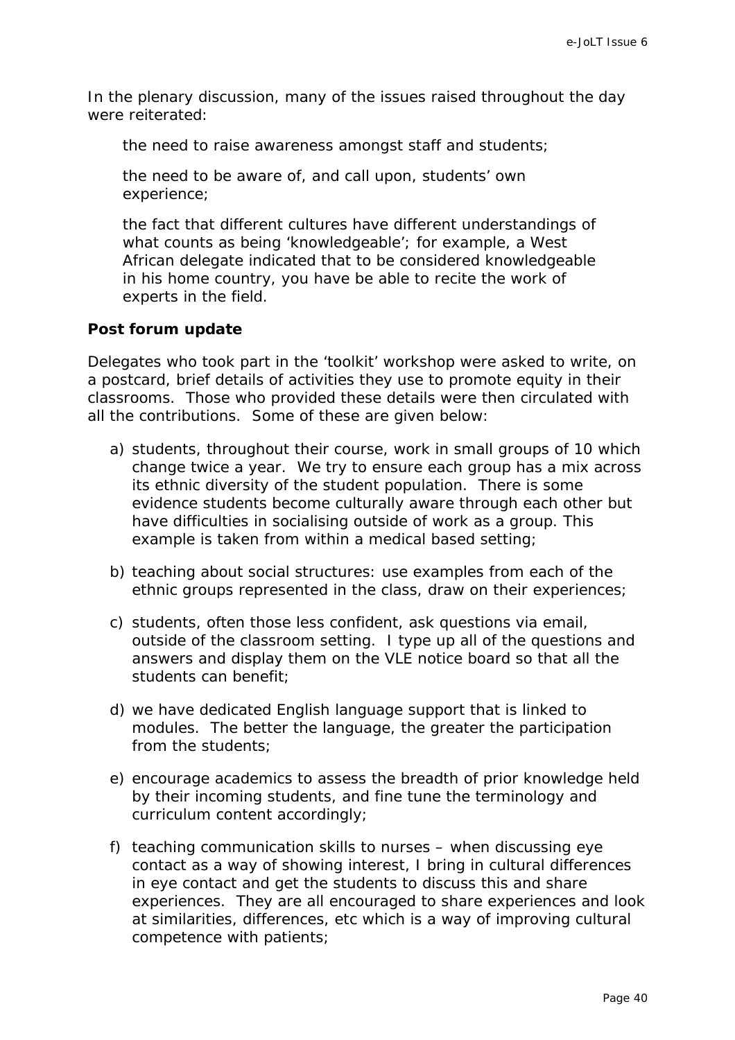In the plenary discussion, many of the issues raised throughout the day were reiterated:

the need to raise awareness amongst staff and students;

the need to be aware of, and call upon, students' own experience;

the fact that different cultures have different understandings of what counts as being 'knowledgeable'; for example, a West African delegate indicated that to be considered knowledgeable in his home country, you have be able to recite the work of experts in the field.

**Post forum update**

Delegates who took part in the 'toolkit' workshop were asked to write, on a postcard, brief details of activities they use to promote equity in their classrooms. Those who provided these details were then circulated with all the contributions. Some of these are given below:

a) students, throughout their course, work in small groups of 10 which change twice a year. We try to ensure each group has a mix across its ethnic diversity of the student population. There is some evidence students become culturally aware through each other but have difficulties in socialising outside of work as a group. This example is taken from within a medical based setting;

b) teaching about social structures: use examples from each of the ethnic groups represented in the class, draw on their experiences;

c) students, often those less confident, ask questions via email, outside of the classroom setting. I type up all of the questions and answers and display them on the VLE notice board so that all the students can benefit;

d) we have dedicated English language support that is linked to modules. The better the language, the greater the participation from the students;

e) encourage academics to assess the breadth of prior knowledge held by their incoming students, and fine tune the terminology and curriculum content accordingly;

f) teaching communication skills to nurses – when discussing eye contact as a way of showing interest, I bring in cultural differences in eye contact and get the students to discuss this and share experiences. They are all encouraged to share experiences and look at similarities, differences, etc which is a way of improving cultural competence with patients;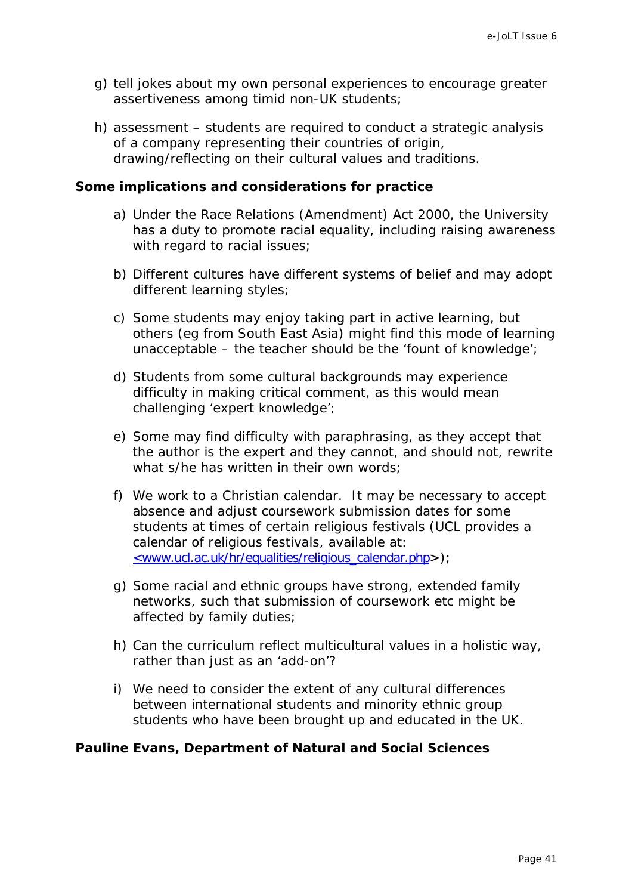g) tell jokes about my own personal experiences to encourage greater assertiveness among timid non-UK students;

h) assessment – students are required to conduct a strategic analysis of a company representing their countries of origin, drawing/reflecting on their cultural values and traditions.

**Some implications and considerations for practice**

a) Under the Race Relations (Amendment) Act 2000, the University has a duty to promote racial equality, including raising awareness with regard to racial issues;

b) Different cultures have different systems of belief and may adopt different learning styles;

c) Some students may enjoy taking part in active learning, but others (eg from South East Asia) might find this mode of learning unacceptable – the teacher should be the 'fount of knowledge';

d) Students from some cultural backgrounds may experience difficulty in making critical comment, as this would mean challenging 'expert knowledge';

e) Some may find difficulty with paraphrasing, as they accept that the author is the expert and they cannot, and should not, rewrite what s/he has written in their own words;

f) We work to a Christian calendar. It may be necessary to accept absence and adjust coursework submission dates for some students at times of certain religious festivals (UCL provides a calendar of religious festivals, available at: <www.ucl.ac.uk/hr/equalities/religious_calendar.php>);

g) Some racial and ethnic groups have strong, extended family networks, such that submission of coursework etc might be affected by family duties;

h) Can the curriculum reflect multicultural values in a holistic way, rather than just as an 'add-on'?

i) We need to consider the extent of any cultural differences between international students and minority ethnic group students who have been brought up and educated in the UK.

**Pauline Evans, Department of Natural and Social Sciences**